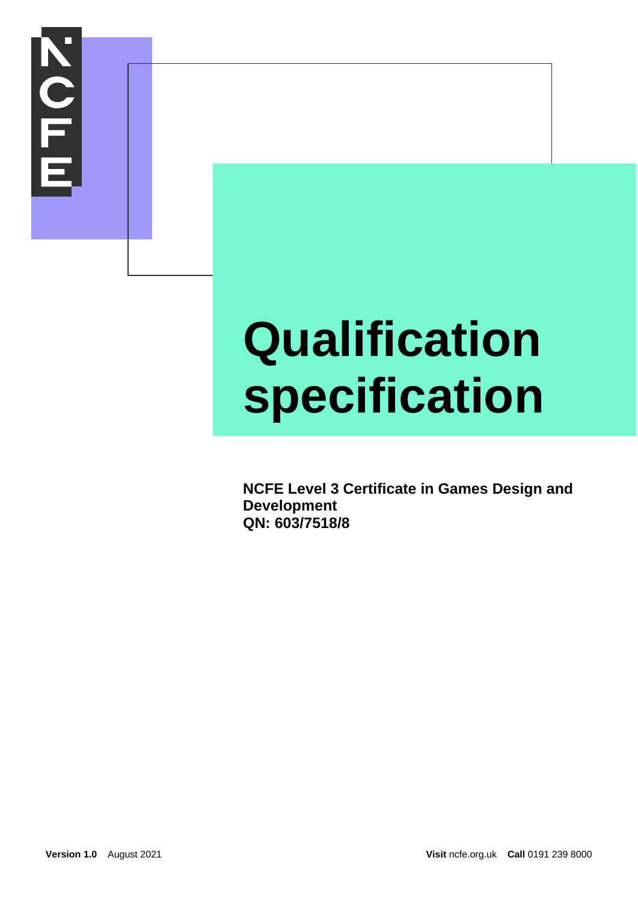# Qualification specification

**NCFE Level 3 Certificate in Games Design and Development**
**QN: 603/7518/8**

**Version 1.0** August 2021

**Visit** ncfe.org.uk **Call** 0191 239 8000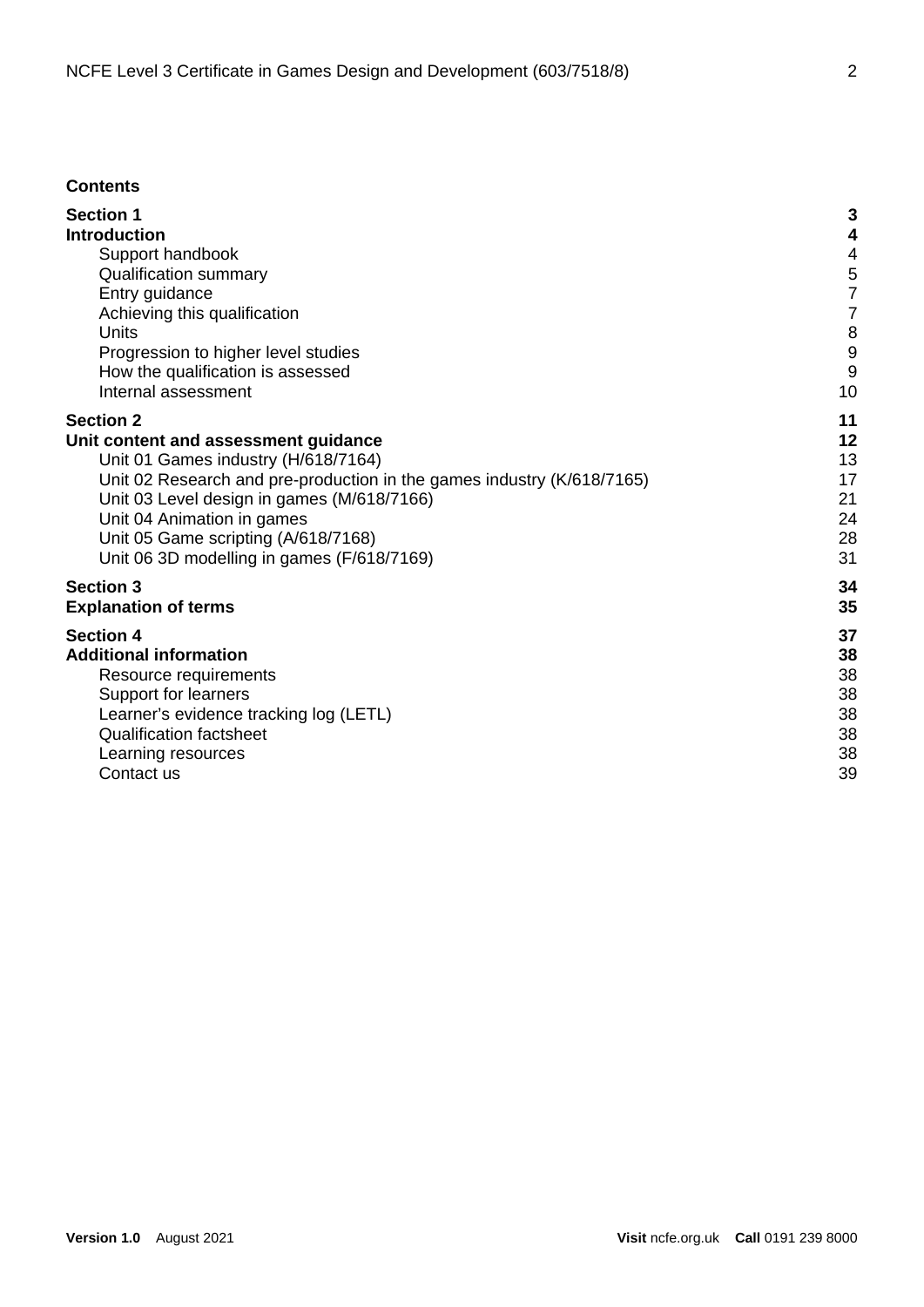**Contents**

| | |
|---|---|
| **Section 1** | **3** |
| **Introduction** | **4** |
| Support handbook | 4 |
| Qualification summary | 5 |
| Entry guidance | 7 |
| Achieving this qualification | 7 |
| Units | 8 |
| Progression to higher level studies | 9 |
| How the qualification is assessed | 9 |
| Internal assessment | 10 |
| **Section 2** | **11** |
| **Unit content and assessment guidance** | **12** |
| Unit 01 Games industry (H/618/7164) | 13 |
| Unit 02 Research and pre-production in the games industry (K/618/7165) | 17 |
| Unit 03 Level design in games (M/618/7166) | 21 |
| Unit 04 Animation in games | 24 |
| Unit 05 Game scripting (A/618/7168) | 28 |
| Unit 06 3D modelling in games (F/618/7169) | 31 |
| **Section 3** | **34** |
| **Explanation of terms** | **35** |
| **Section 4** | **37** |
| **Additional information** | **38** |
| Resource requirements | 38 |
| Support for learners | 38 |
| Learner's evidence tracking log (LETL) | 38 |
| Qualification factsheet | 38 |
| Learning resources | 38 |
| Contact us | 39 |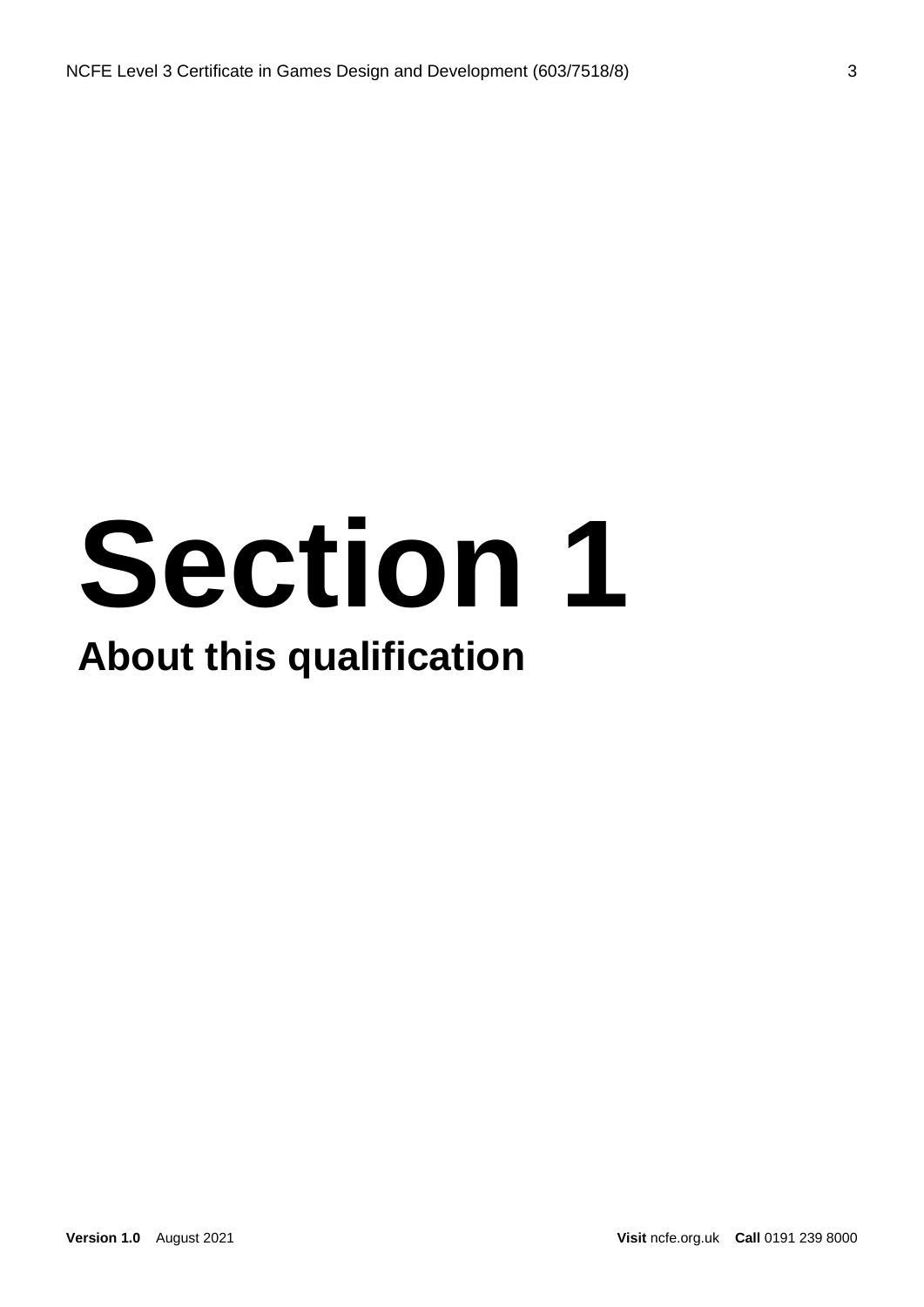# Section 1

## About this qualification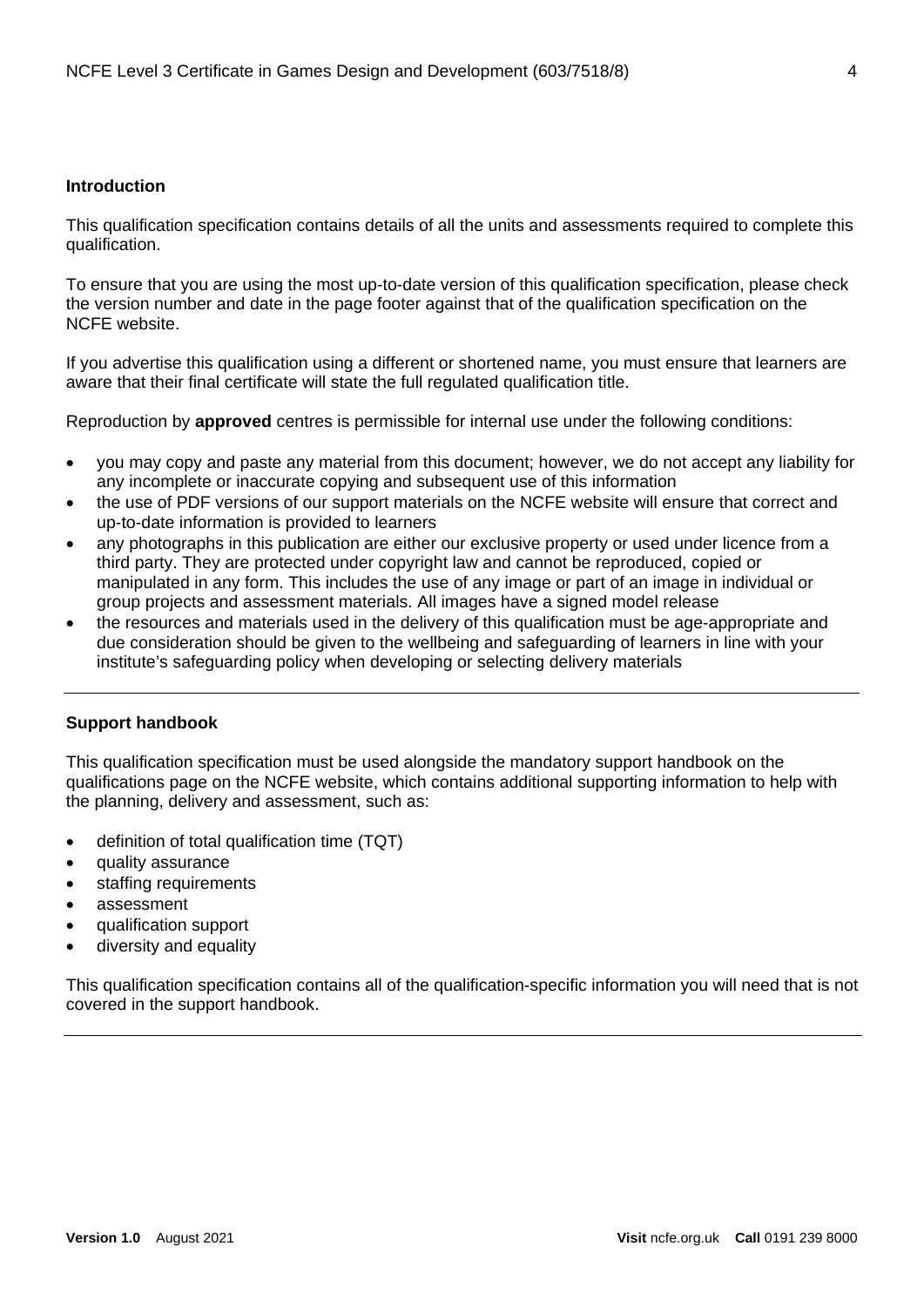## Introduction

This qualification specification contains details of all the units and assessments required to complete this qualification.

To ensure that you are using the most up-to-date version of this qualification specification, please check the version number and date in the page footer against that of the qualification specification on the NCFE website.

If you advertise this qualification using a different or shortened name, you must ensure that learners are aware that their final certificate will state the full regulated qualification title.

Reproduction by **approved** centres is permissible for internal use under the following conditions:

- you may copy and paste any material from this document; however, we do not accept any liability for any incomplete or inaccurate copying and subsequent use of this information
- the use of PDF versions of our support materials on the NCFE website will ensure that correct and up-to-date information is provided to learners
- any photographs in this publication are either our exclusive property or used under licence from a third party. They are protected under copyright law and cannot be reproduced, copied or manipulated in any form. This includes the use of any image or part of an image in individual or group projects and assessment materials. All images have a signed model release
- the resources and materials used in the delivery of this qualification must be age-appropriate and due consideration should be given to the wellbeing and safeguarding of learners in line with your institute's safeguarding policy when developing or selecting delivery materials

## Support handbook

This qualification specification must be used alongside the mandatory support handbook on the qualifications page on the NCFE website, which contains additional supporting information to help with the planning, delivery and assessment, such as:

- definition of total qualification time (TQT)
- quality assurance
- staffing requirements
- assessment
- qualification support
- diversity and equality

This qualification specification contains all of the qualification-specific information you will need that is not covered in the support handbook.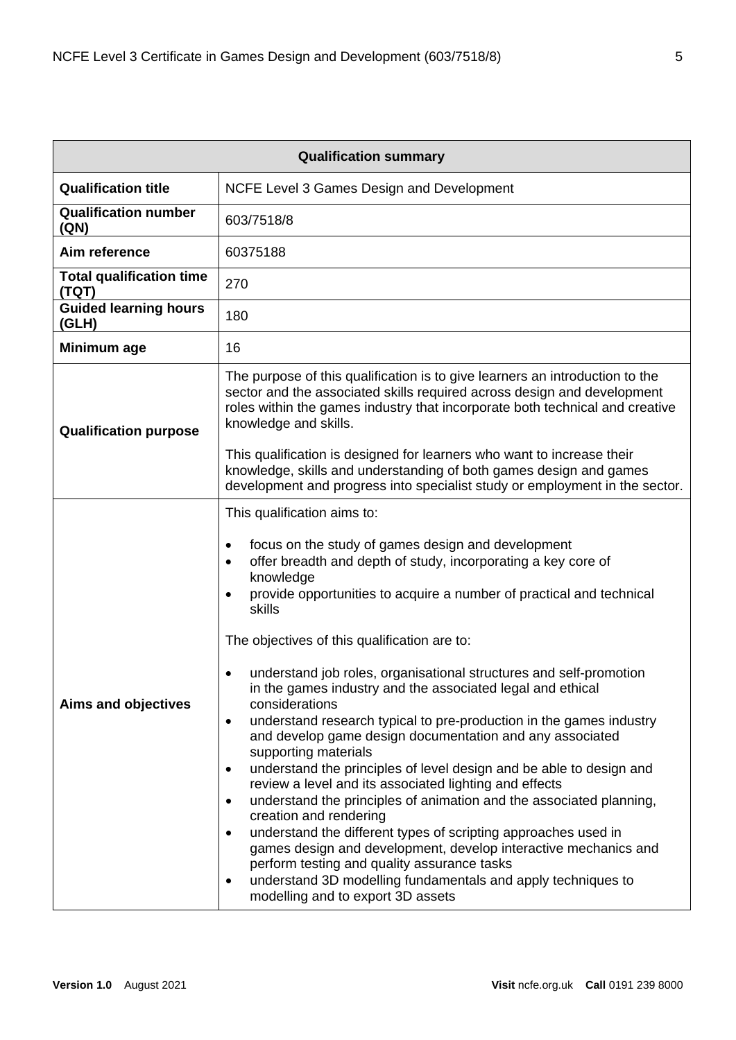| Qualification summary | |
|---|---|
| **Qualification title** | NCFE Level 3 Games Design and Development |
| **Qualification number (QN)** | 603/7518/8 |
| **Aim reference** | 60375188 |
| **Total qualification time (TQT)** | 270 |
| **Guided learning hours (GLH)** | 180 |
| **Minimum age** | 16 |
| **Qualification purpose** | The purpose of this qualification is to give learners an introduction to the sector and the associated skills required across design and development roles within the games industry that incorporate both technical and creative knowledge and skills.<br><br>This qualification is designed for learners who want to increase their knowledge, skills and understanding of both games design and games development and progress into specialist study or employment in the sector. |
| **Aims and objectives** | This qualification aims to:<br><br>• focus on the study of games design and development<br>• offer breadth and depth of study, incorporating a key core of knowledge<br>• provide opportunities to acquire a number of practical and technical skills<br><br>The objectives of this qualification are to:<br><br>• understand job roles, organisational structures and self-promotion in the games industry and the associated legal and ethical considerations<br>• understand research typical to pre-production in the games industry and develop game design documentation and any associated supporting materials<br>• understand the principles of level design and be able to design and review a level and its associated lighting and effects<br>• understand the principles of animation and the associated planning, creation and rendering<br>• understand the different types of scripting approaches used in games design and development, develop interactive mechanics and perform testing and quality assurance tasks<br>• understand 3D modelling fundamentals and apply techniques to modelling and to export 3D assets |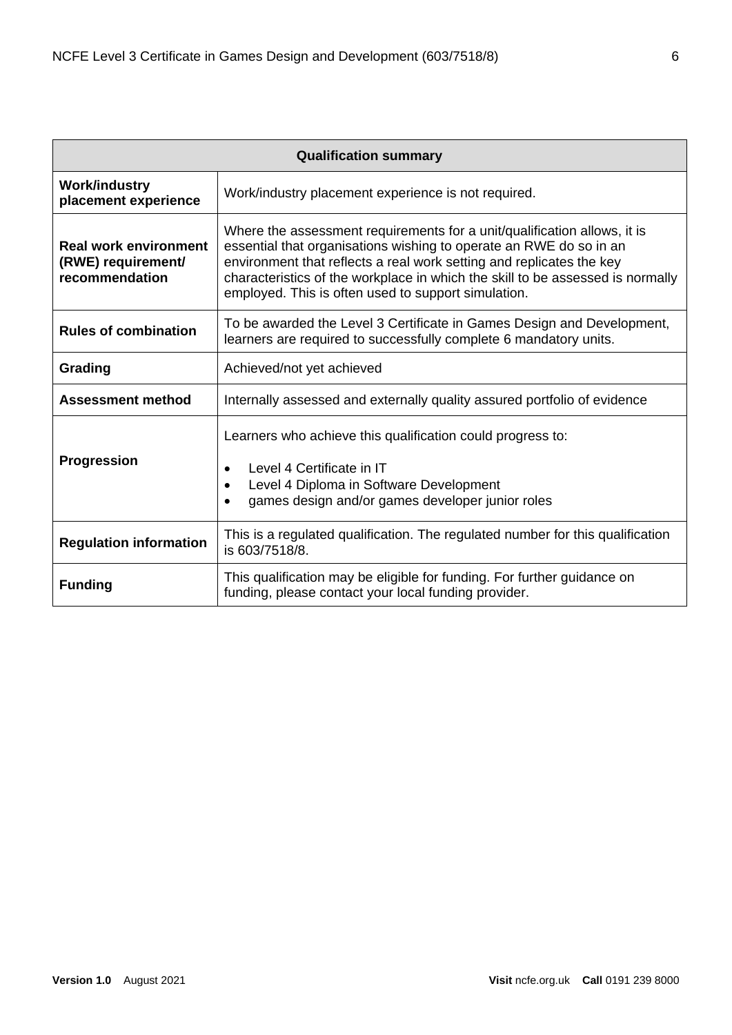| Qualification summary | |
|---|---|
| **Work/industry placement experience** | Work/industry placement experience is not required. |
| **Real work environment (RWE) requirement/ recommendation** | Where the assessment requirements for a unit/qualification allows, it is essential that organisations wishing to operate an RWE do so in an environment that reflects a real work setting and replicates the key characteristics of the workplace in which the skill to be assessed is normally employed. This is often used to support simulation. |
| **Rules of combination** | To be awarded the Level 3 Certificate in Games Design and Development, learners are required to successfully complete 6 mandatory units. |
| **Grading** | Achieved/not yet achieved |
| **Assessment method** | Internally assessed and externally quality assured portfolio of evidence |
| **Progression** | Learners who achieve this qualification could progress to:<br>• Level 4 Certificate in IT<br>• Level 4 Diploma in Software Development<br>• games design and/or games developer junior roles |
| **Regulation information** | This is a regulated qualification. The regulated number for this qualification is 603/7518/8. |
| **Funding** | This qualification may be eligible for funding. For further guidance on funding, please contact your local funding provider. |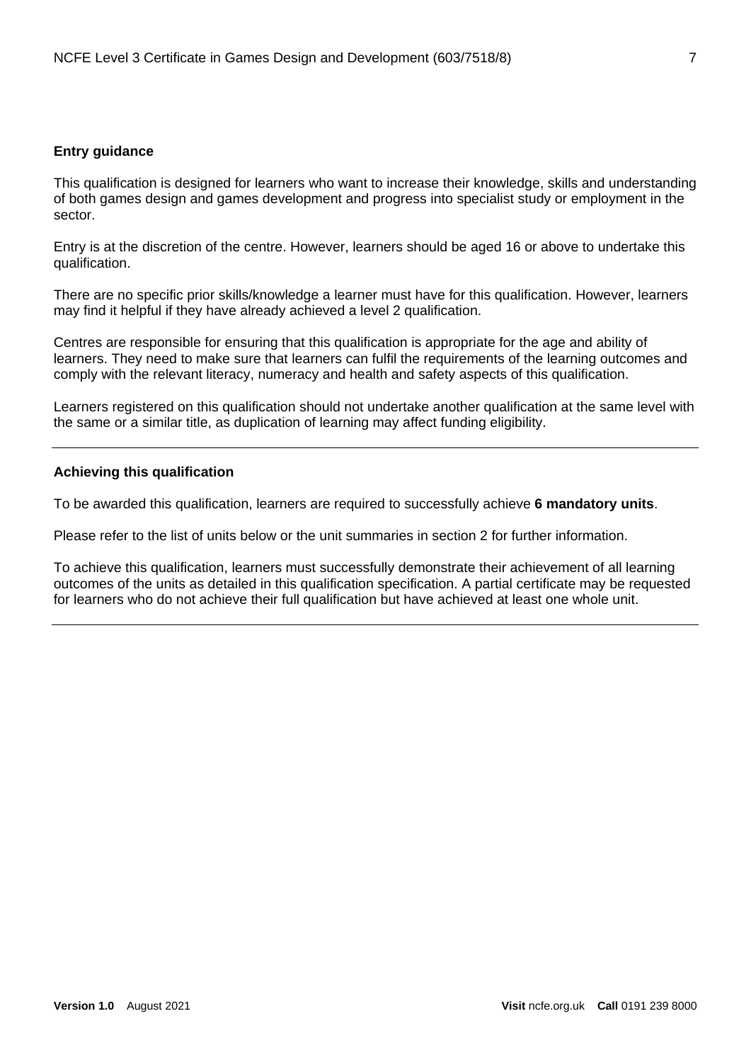### Entry guidance

This qualification is designed for learners who want to increase their knowledge, skills and understanding of both games design and games development and progress into specialist study or employment in the sector.

Entry is at the discretion of the centre. However, learners should be aged 16 or above to undertake this qualification.

There are no specific prior skills/knowledge a learner must have for this qualification. However, learners may find it helpful if they have already achieved a level 2 qualification.

Centres are responsible for ensuring that this qualification is appropriate for the age and ability of learners. They need to make sure that learners can fulfil the requirements of the learning outcomes and comply with the relevant literacy, numeracy and health and safety aspects of this qualification.

Learners registered on this qualification should not undertake another qualification at the same level with the same or a similar title, as duplication of learning may affect funding eligibility.

---

### Achieving this qualification

To be awarded this qualification, learners are required to successfully achieve **6 mandatory units**.

Please refer to the list of units below or the unit summaries in section 2 for further information.

To achieve this qualification, learners must successfully demonstrate their achievement of all learning outcomes of the units as detailed in this qualification specification. A partial certificate may be requested for learners who do not achieve their full qualification but have achieved at least one whole unit.

---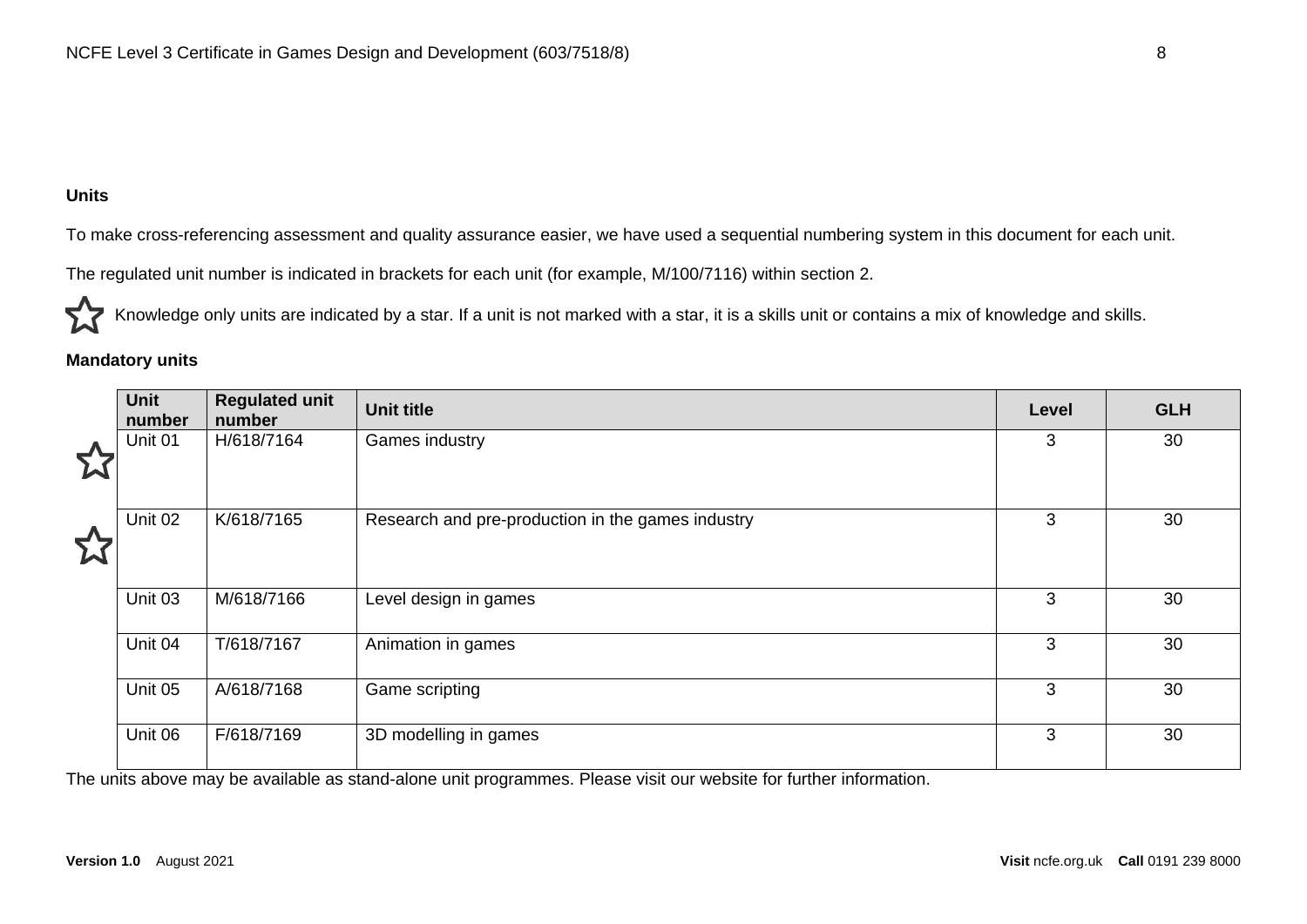### Units

To make cross-referencing assessment and quality assurance easier, we have used a sequential numbering system in this document for each unit.

The regulated unit number is indicated in brackets for each unit (for example, M/100/7116) within section 2.

☆ Knowledge only units are indicated by a star. If a unit is not marked with a star, it is a skills unit or contains a mix of knowledge and skills.

### Mandatory units

| | Unit number | Regulated unit number | Unit title | Level | GLH |
|---|---|---|---|---|---|
| ☆ | Unit 01 | H/618/7164 | Games industry | 3 | 30 |
| ☆ | Unit 02 | K/618/7165 | Research and pre-production in the games industry | 3 | 30 |
| | Unit 03 | M/618/7166 | Level design in games | 3 | 30 |
| | Unit 04 | T/618/7167 | Animation in games | 3 | 30 |
| | Unit 05 | A/618/7168 | Game scripting | 3 | 30 |
| | Unit 06 | F/618/7169 | 3D modelling in games | 3 | 30 |

The units above may be available as stand-alone unit programmes. Please visit our website for further information.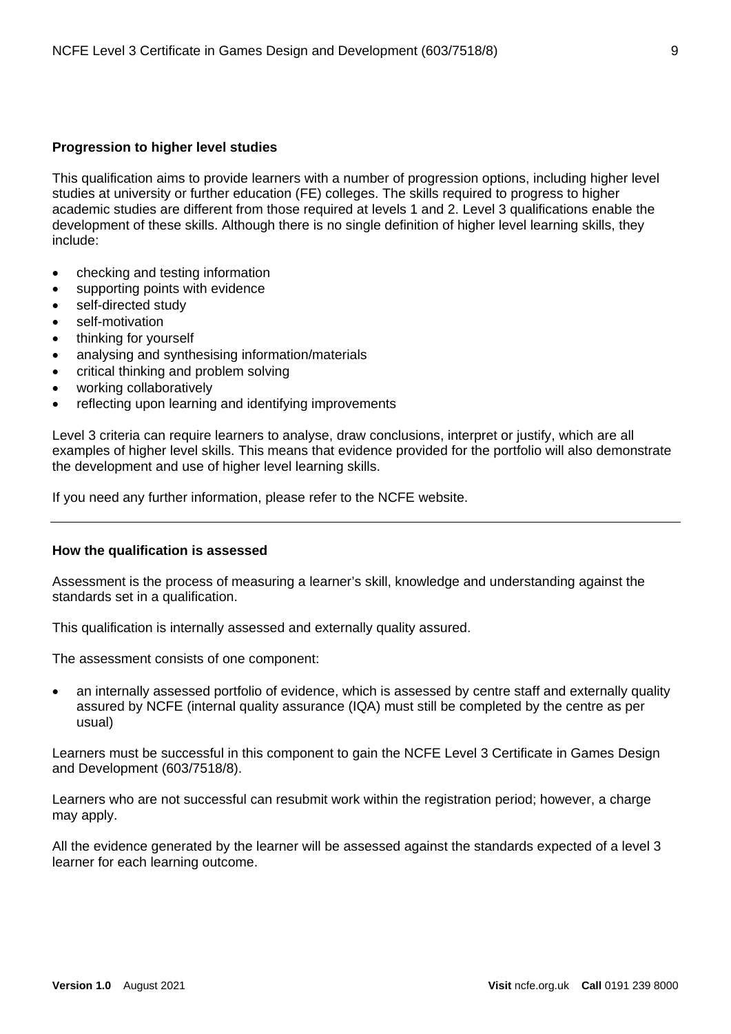## Progression to higher level studies

This qualification aims to provide learners with a number of progression options, including higher level studies at university or further education (FE) colleges. The skills required to progress to higher academic studies are different from those required at levels 1 and 2. Level 3 qualifications enable the development of these skills. Although there is no single definition of higher level learning skills, they include:

- checking and testing information
- supporting points with evidence
- self-directed study
- self-motivation
- thinking for yourself
- analysing and synthesising information/materials
- critical thinking and problem solving
- working collaboratively
- reflecting upon learning and identifying improvements

Level 3 criteria can require learners to analyse, draw conclusions, interpret or justify, which are all examples of higher level skills. This means that evidence provided for the portfolio will also demonstrate the development and use of higher level learning skills.

If you need any further information, please refer to the NCFE website.

---

## How the qualification is assessed

Assessment is the process of measuring a learner's skill, knowledge and understanding against the standards set in a qualification.

This qualification is internally assessed and externally quality assured.

The assessment consists of one component:

- an internally assessed portfolio of evidence, which is assessed by centre staff and externally quality assured by NCFE (internal quality assurance (IQA) must still be completed by the centre as per usual)

Learners must be successful in this component to gain the NCFE Level 3 Certificate in Games Design and Development (603/7518/8).

Learners who are not successful can resubmit work within the registration period; however, a charge may apply.

All the evidence generated by the learner will be assessed against the standards expected of a level 3 learner for each learning outcome.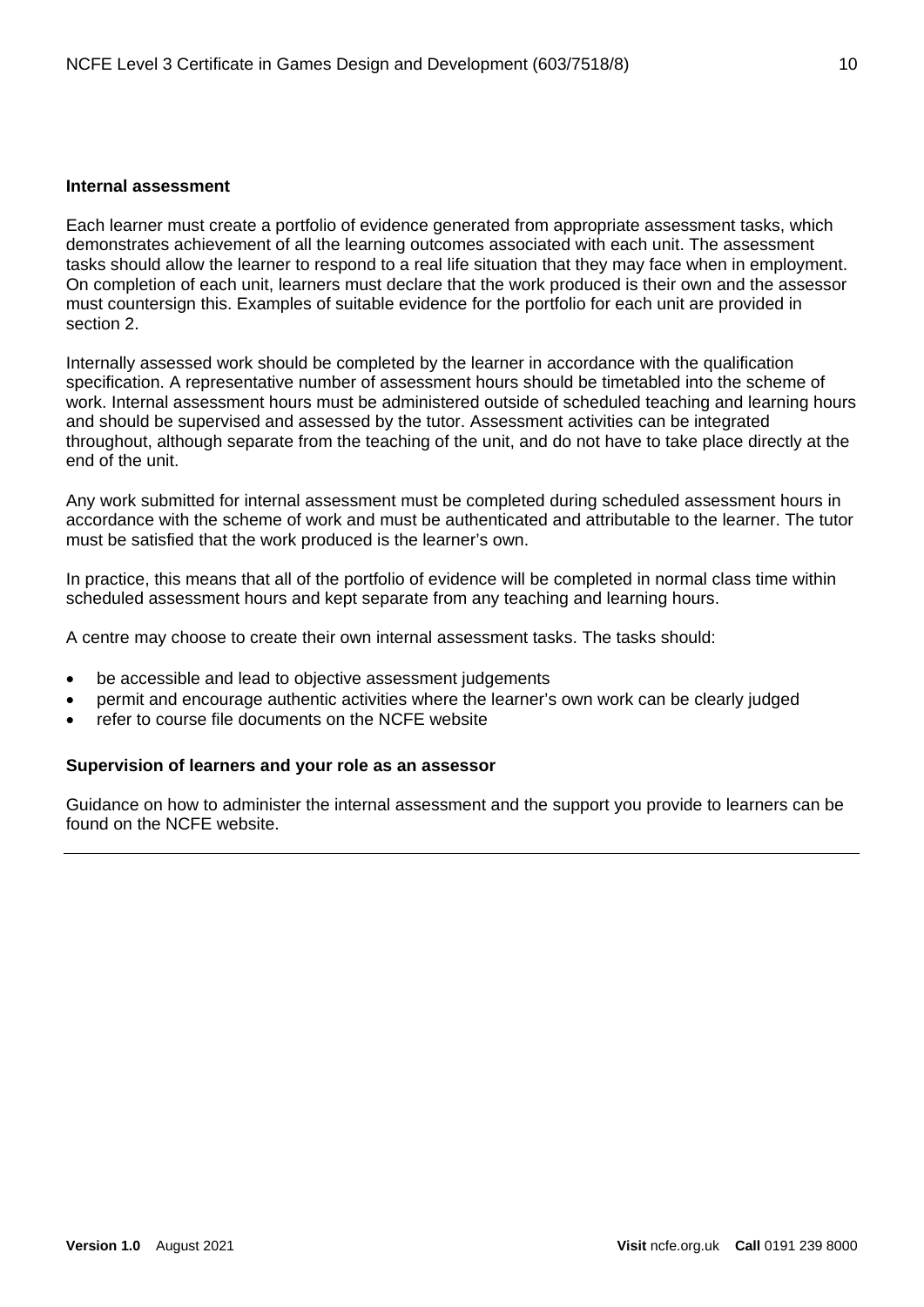### Internal assessment

Each learner must create a portfolio of evidence generated from appropriate assessment tasks, which demonstrates achievement of all the learning outcomes associated with each unit. The assessment tasks should allow the learner to respond to a real life situation that they may face when in employment. On completion of each unit, learners must declare that the work produced is their own and the assessor must countersign this. Examples of suitable evidence for the portfolio for each unit are provided in section 2.

Internally assessed work should be completed by the learner in accordance with the qualification specification. A representative number of assessment hours should be timetabled into the scheme of work. Internal assessment hours must be administered outside of scheduled teaching and learning hours and should be supervised and assessed by the tutor. Assessment activities can be integrated throughout, although separate from the teaching of the unit, and do not have to take place directly at the end of the unit.

Any work submitted for internal assessment must be completed during scheduled assessment hours in accordance with the scheme of work and must be authenticated and attributable to the learner. The tutor must be satisfied that the work produced is the learner's own.

In practice, this means that all of the portfolio of evidence will be completed in normal class time within scheduled assessment hours and kept separate from any teaching and learning hours.

A centre may choose to create their own internal assessment tasks. The tasks should:

- be accessible and lead to objective assessment judgements
- permit and encourage authentic activities where the learner's own work can be clearly judged
- refer to course file documents on the NCFE website

### Supervision of learners and your role as an assessor

Guidance on how to administer the internal assessment and the support you provide to learners can be found on the NCFE website.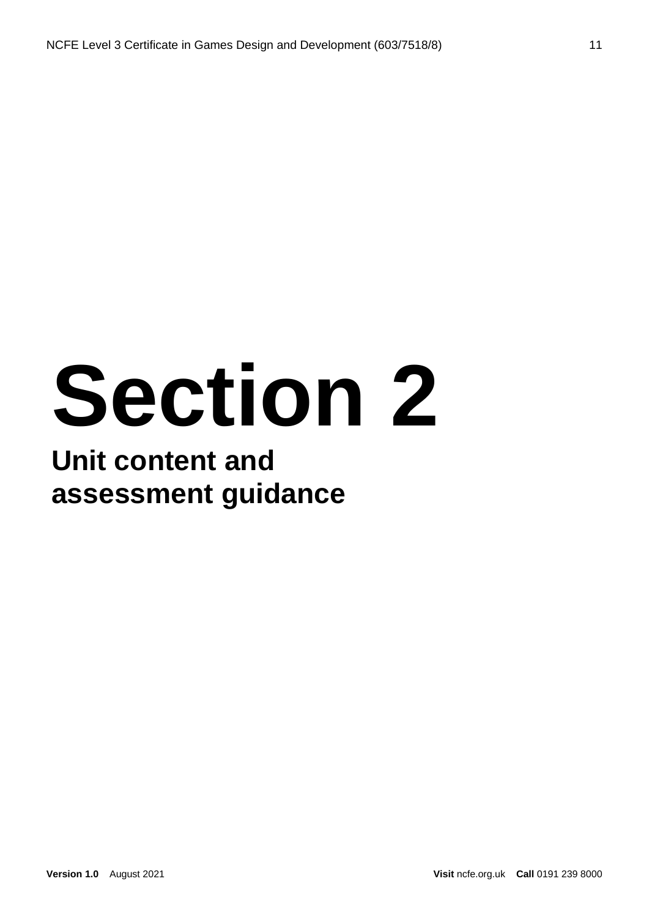# Section 2

## Unit content and assessment guidance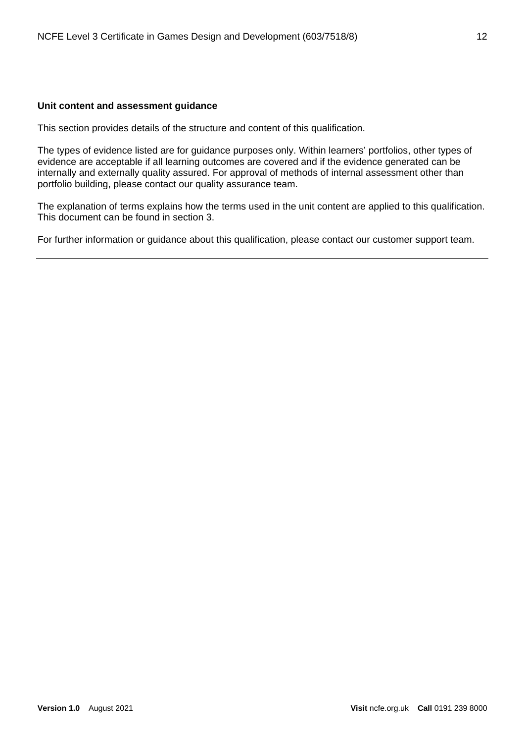**Unit content and assessment guidance**

This section provides details of the structure and content of this qualification.

The types of evidence listed are for guidance purposes only. Within learners' portfolios, other types of evidence are acceptable if all learning outcomes are covered and if the evidence generated can be internally and externally quality assured. For approval of methods of internal assessment other than portfolio building, please contact our quality assurance team.

The explanation of terms explains how the terms used in the unit content are applied to this qualification. This document can be found in section 3.

For further information or guidance about this qualification, please contact our customer support team.

---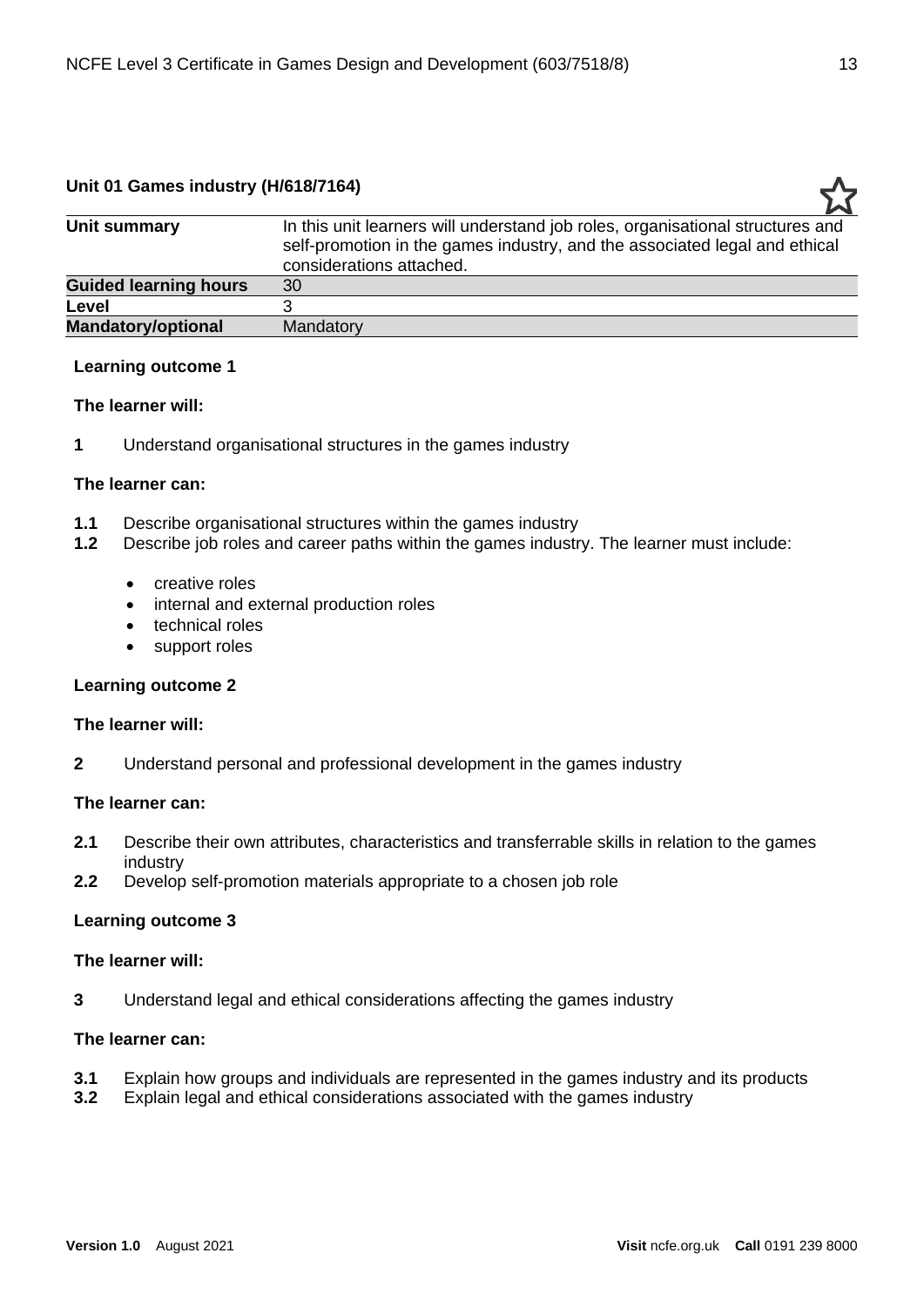## Unit 01 Games industry (H/618/7164)

| Unit summary | In this unit learners will understand job roles, organisational structures and self-promotion in the games industry, and the associated legal and ethical considerations attached. |
|---|---|
| **Guided learning hours** | 30 |
| **Level** | 3 |
| **Mandatory/optional** | Mandatory |

**Learning outcome 1**

**The learner will:**

**1** Understand organisational structures in the games industry

**The learner can:**

**1.1** Describe organisational structures within the games industry

**1.2** Describe job roles and career paths within the games industry. The learner must include:

- creative roles
- internal and external production roles
- technical roles
- support roles

**Learning outcome 2**

**The learner will:**

**2** Understand personal and professional development in the games industry

**The learner can:**

**2.1** Describe their own attributes, characteristics and transferrable skills in relation to the games industry

**2.2** Develop self-promotion materials appropriate to a chosen job role

**Learning outcome 3**

**The learner will:**

**3** Understand legal and ethical considerations affecting the games industry

**The learner can:**

**3.1** Explain how groups and individuals are represented in the games industry and its products

**3.2** Explain legal and ethical considerations associated with the games industry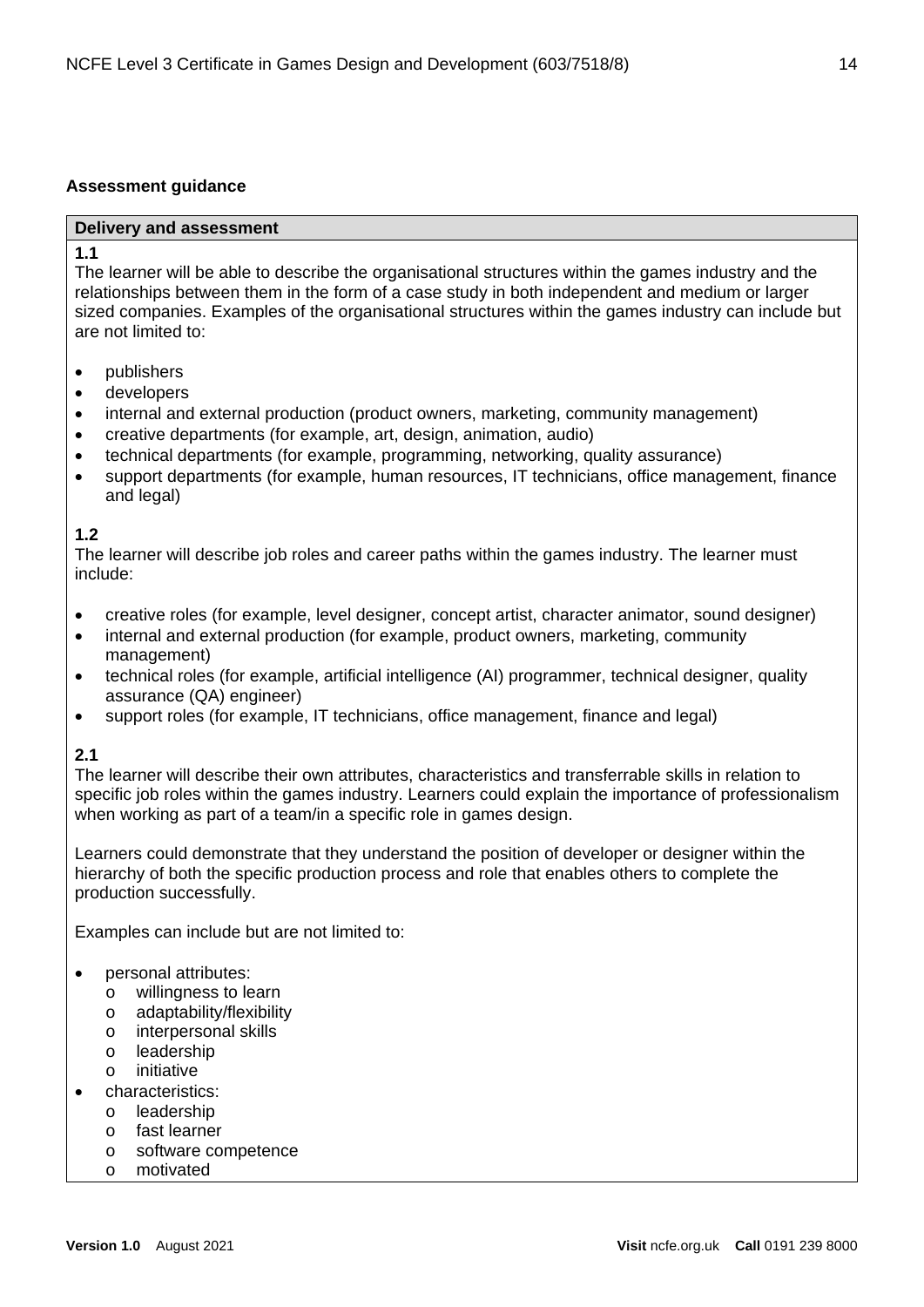### Assessment guidance

**Delivery and assessment**

**1.1**

The learner will be able to describe the organisational structures within the games industry and the relationships between them in the form of a case study in both independent and medium or larger sized companies. Examples of the organisational structures within the games industry can include but are not limited to:

- publishers
- developers
- internal and external production (product owners, marketing, community management)
- creative departments (for example, art, design, animation, audio)
- technical departments (for example, programming, networking, quality assurance)
- support departments (for example, human resources, IT technicians, office management, finance and legal)

**1.2**

The learner will describe job roles and career paths within the games industry. The learner must include:

- creative roles (for example, level designer, concept artist, character animator, sound designer)
- internal and external production (for example, product owners, marketing, community management)
- technical roles (for example, artificial intelligence (AI) programmer, technical designer, quality assurance (QA) engineer)
- support roles (for example, IT technicians, office management, finance and legal)

**2.1**

The learner will describe their own attributes, characteristics and transferrable skills in relation to specific job roles within the games industry. Learners could explain the importance of professionalism when working as part of a team/in a specific role in games design.

Learners could demonstrate that they understand the position of developer or designer within the hierarchy of both the specific production process and role that enables others to complete the production successfully.

Examples can include but are not limited to:

- personal attributes:
  - willingness to learn
  - adaptability/flexibility
  - interpersonal skills
  - leadership
  - initiative
- characteristics:
  - leadership
  - fast learner
  - software competence
  - motivated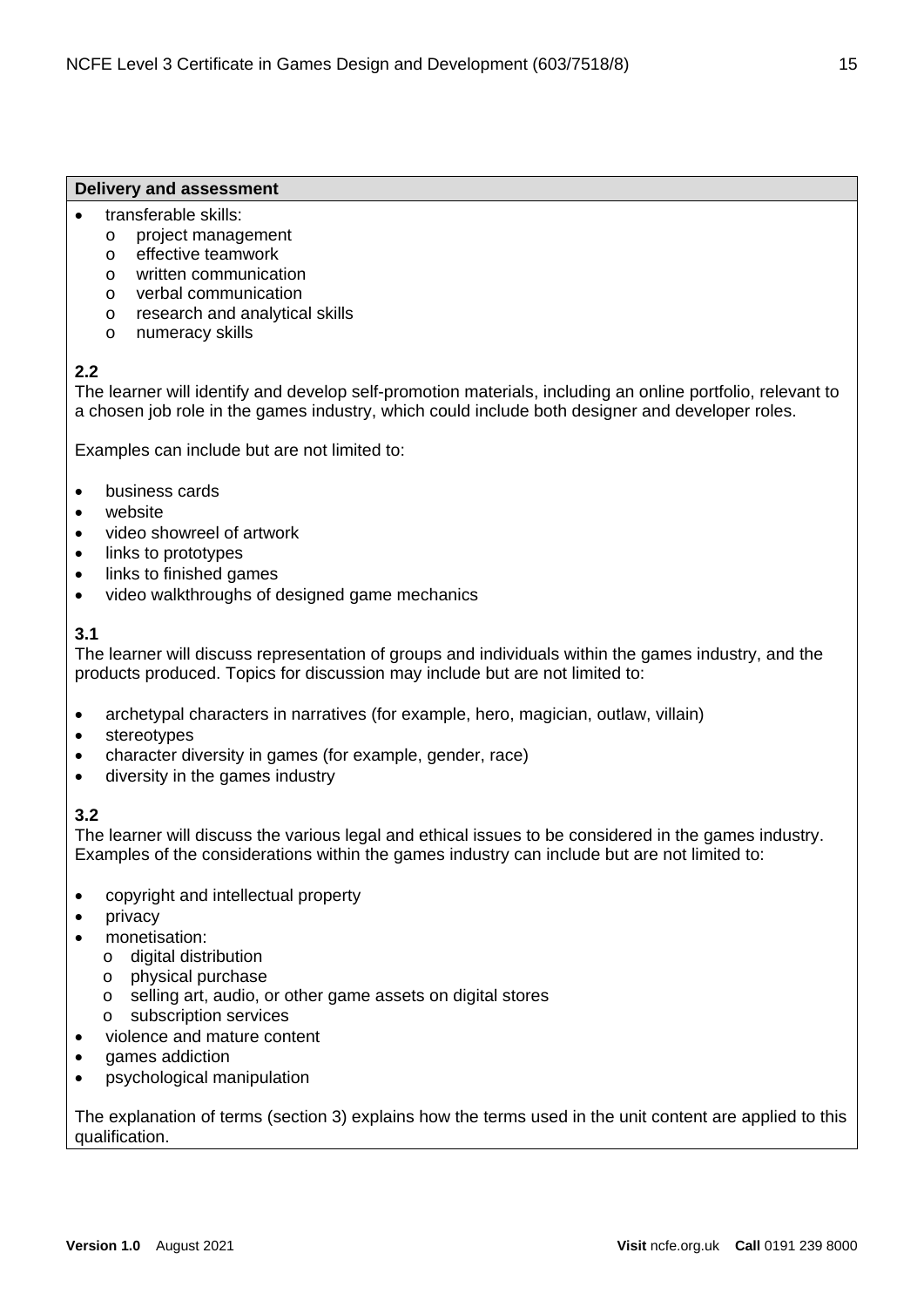**Delivery and assessment**

- transferable skills:
  - project management
  - effective teamwork
  - written communication
  - verbal communication
  - research and analytical skills
  - numeracy skills

**2.2**

The learner will identify and develop self-promotion materials, including an online portfolio, relevant to a chosen job role in the games industry, which could include both designer and developer roles.

Examples can include but are not limited to:

- business cards
- website
- video showreel of artwork
- links to prototypes
- links to finished games
- video walkthroughs of designed game mechanics

**3.1**

The learner will discuss representation of groups and individuals within the games industry, and the products produced. Topics for discussion may include but are not limited to:

- archetypal characters in narratives (for example, hero, magician, outlaw, villain)
- stereotypes
- character diversity in games (for example, gender, race)
- diversity in the games industry

**3.2**

The learner will discuss the various legal and ethical issues to be considered in the games industry. Examples of the considerations within the games industry can include but are not limited to:

- copyright and intellectual property
- privacy
- monetisation:
  - digital distribution
  - physical purchase
  - selling art, audio, or other game assets on digital stores
  - subscription services
- violence and mature content
- games addiction
- psychological manipulation

The explanation of terms (section 3) explains how the terms used in the unit content are applied to this qualification.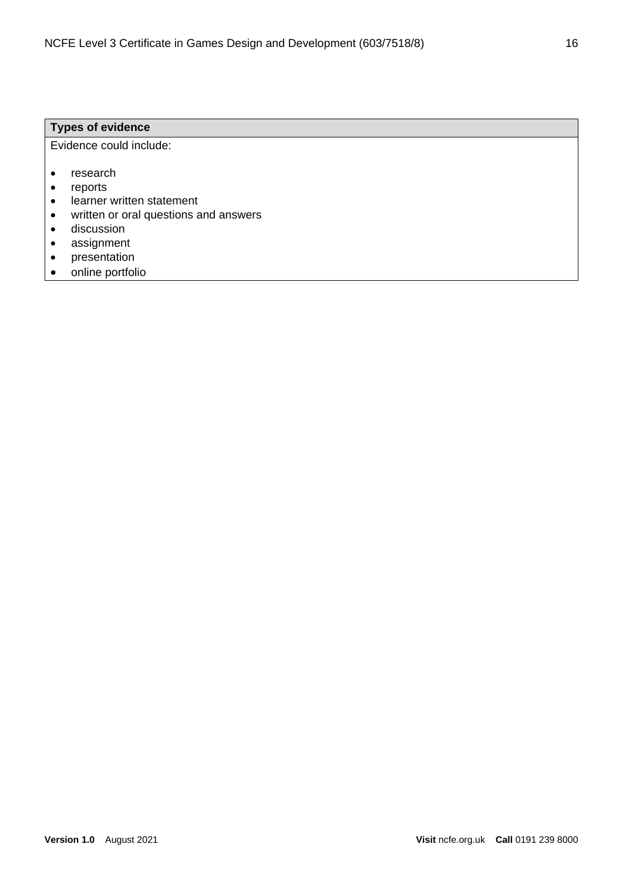| Types of evidence |
| --- |
| Evidence could include:<br><br>• research<br>• reports<br>• learner written statement<br>• written or oral questions and answers<br>• discussion<br>• assignment<br>• presentation<br>• online portfolio |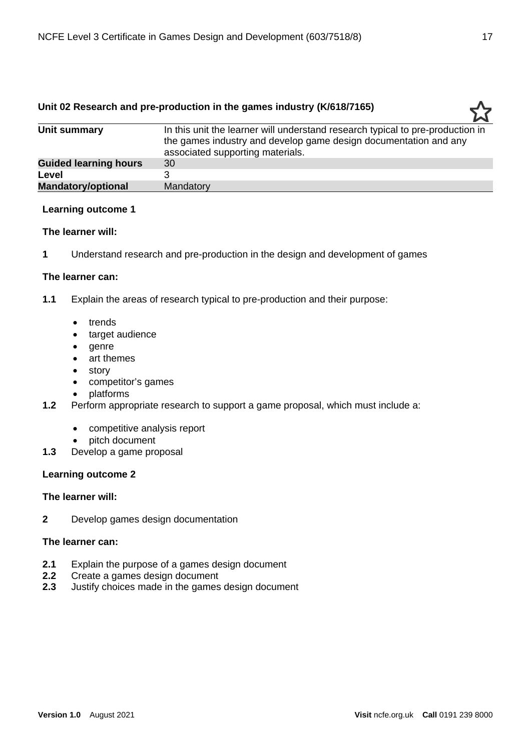## Unit 02 Research and pre-production in the games industry (K/618/7165)

| | |
|---|---|
| **Unit summary** | In this unit the learner will understand research typical to pre-production in the games industry and develop game design documentation and any associated supporting materials. |
| **Guided learning hours** | 30 |
| **Level** | 3 |
| **Mandatory/optional** | Mandatory |

**Learning outcome 1**

**The learner will:**

**1** Understand research and pre-production in the design and development of games

**The learner can:**

**1.1** Explain the areas of research typical to pre-production and their purpose:

- trends
- target audience
- genre
- art themes
- story
- competitor's games
- platforms

**1.2** Perform appropriate research to support a game proposal, which must include a:

- competitive analysis report
- pitch document

**1.3** Develop a game proposal

**Learning outcome 2**

**The learner will:**

**2** Develop games design documentation

**The learner can:**

**2.1** Explain the purpose of a games design document
**2.2** Create a games design document
**2.3** Justify choices made in the games design document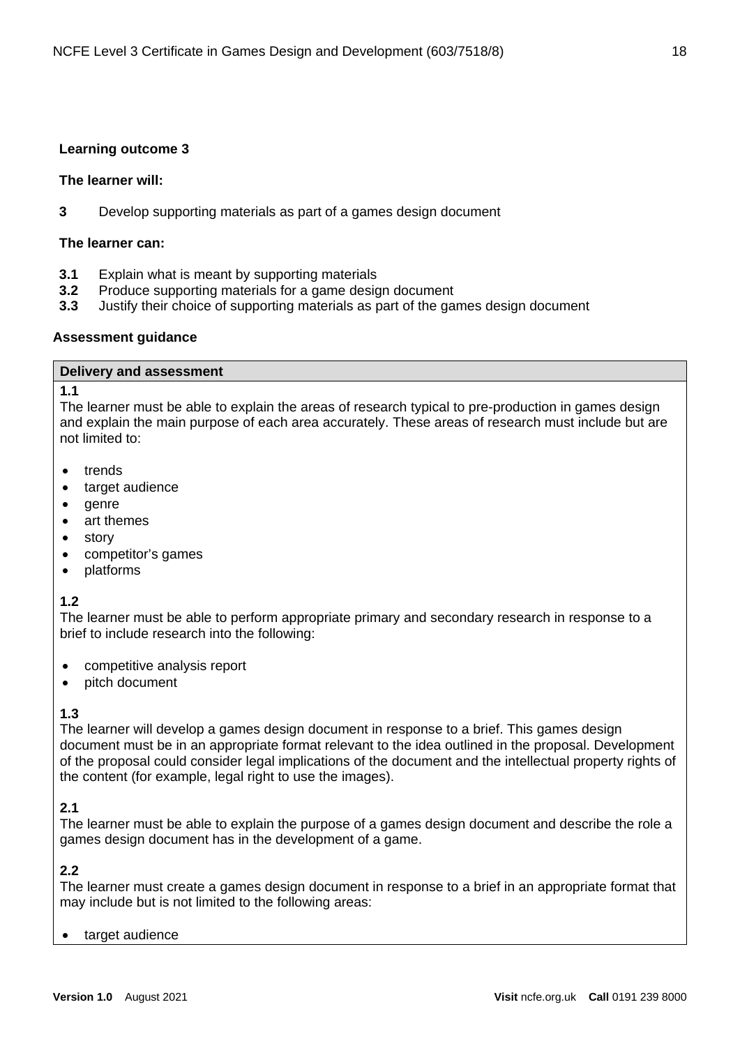**Learning outcome 3**

**The learner will:**

**3** Develop supporting materials as part of a games design document

**The learner can:**

**3.1** Explain what is meant by supporting materials
**3.2** Produce supporting materials for a game design document
**3.3** Justify their choice of supporting materials as part of the games design document

**Assessment guidance**

| **Delivery and assessment** |
|---|

**1.1**
The learner must be able to explain the areas of research typical to pre-production in games design and explain the main purpose of each area accurately. These areas of research must include but are not limited to:

- trends
- target audience
- genre
- art themes
- story
- competitor's games
- platforms

**1.2**
The learner must be able to perform appropriate primary and secondary research in response to a brief to include research into the following:

- competitive analysis report
- pitch document

**1.3**
The learner will develop a games design document in response to a brief. This games design document must be in an appropriate format relevant to the idea outlined in the proposal. Development of the proposal could consider legal implications of the document and the intellectual property rights of the content (for example, legal right to use the images).

**2.1**
The learner must be able to explain the purpose of a games design document and describe the role a games design document has in the development of a game.

**2.2**
The learner must create a games design document in response to a brief in an appropriate format that may include but is not limited to the following areas:

- target audience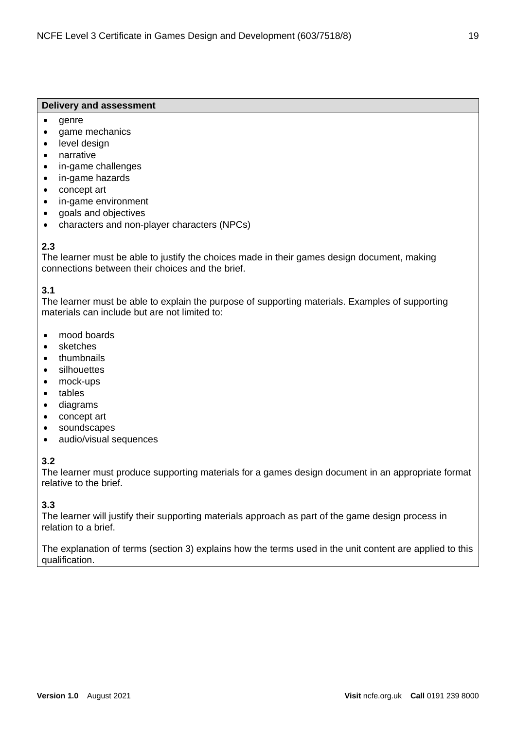**Delivery and assessment**

- genre
- game mechanics
- level design
- narrative
- in-game challenges
- in-game hazards
- concept art
- in-game environment
- goals and objectives
- characters and non-player characters (NPCs)

**2.3**
The learner must be able to justify the choices made in their games design document, making connections between their choices and the brief.

**3.1**
The learner must be able to explain the purpose of supporting materials. Examples of supporting materials can include but are not limited to:

- mood boards
- sketches
- thumbnails
- silhouettes
- mock-ups
- tables
- diagrams
- concept art
- soundscapes
- audio/visual sequences

**3.2**
The learner must produce supporting materials for a games design document in an appropriate format relative to the brief.

**3.3**
The learner will justify their supporting materials approach as part of the game design process in relation to a brief.

The explanation of terms (section 3) explains how the terms used in the unit content are applied to this qualification.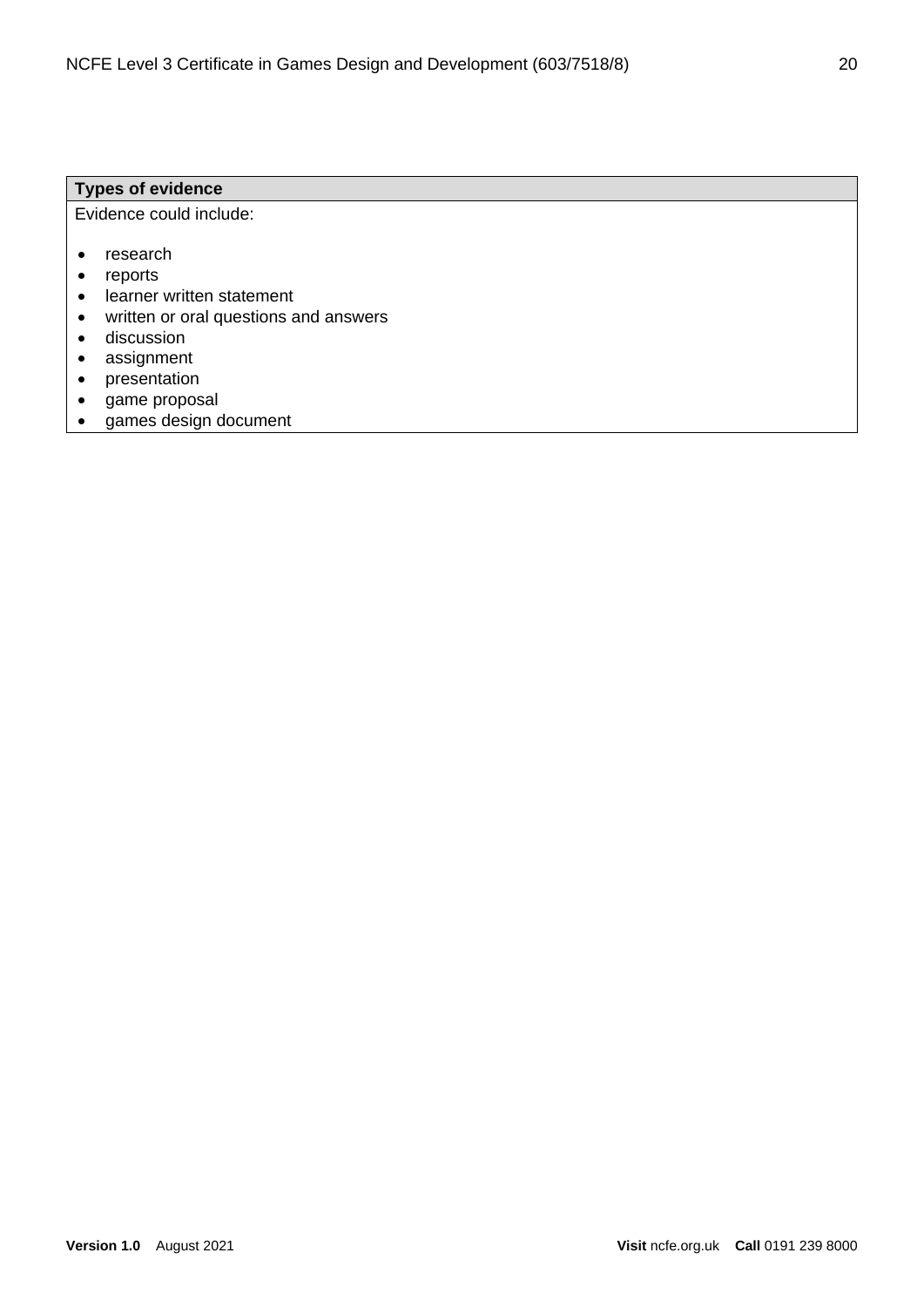| Types of evidence |
| --- |
| Evidence could include:<br><br>• research<br>• reports<br>• learner written statement<br>• written or oral questions and answers<br>• discussion<br>• assignment<br>• presentation<br>• game proposal<br>• games design document |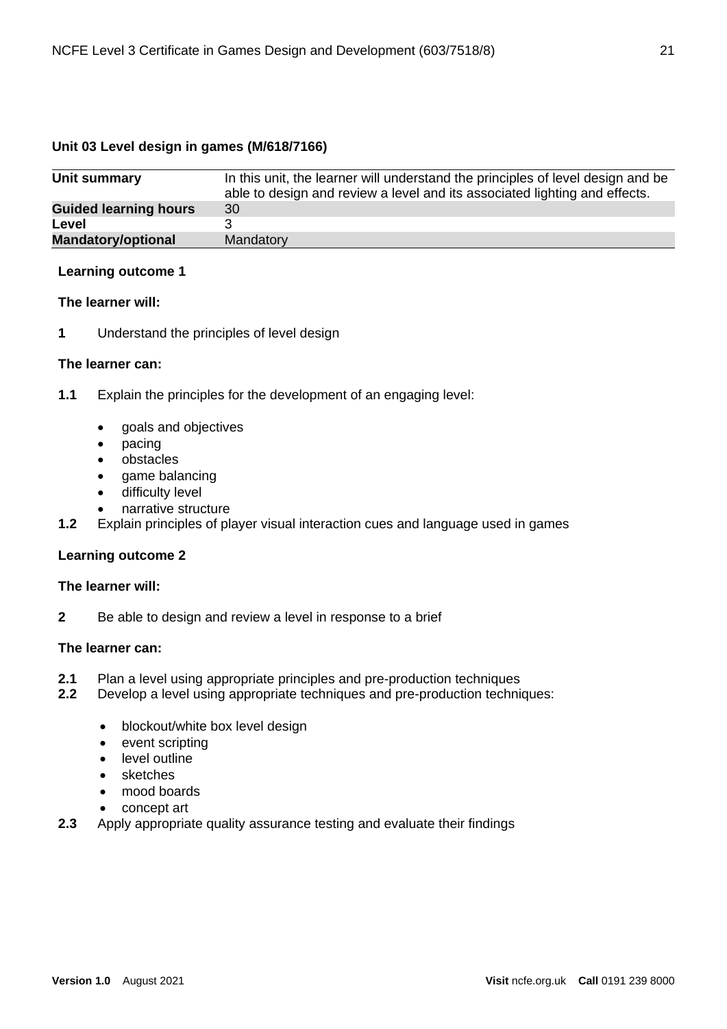## Unit 03 Level design in games (M/618/7166)

| | |
|---|---|
| **Unit summary** | In this unit, the learner will understand the principles of level design and be able to design and review a level and its associated lighting and effects. |
| **Guided learning hours** | 30 |
| **Level** | 3 |
| **Mandatory/optional** | Mandatory |

**Learning outcome 1**

**The learner will:**

**1** Understand the principles of level design

**The learner can:**

**1.1** Explain the principles for the development of an engaging level:

- goals and objectives
- pacing
- obstacles
- game balancing
- difficulty level
- narrative structure

**1.2** Explain principles of player visual interaction cues and language used in games

**Learning outcome 2**

**The learner will:**

**2** Be able to design and review a level in response to a brief

**The learner can:**

**2.1** Plan a level using appropriate principles and pre-production techniques

**2.2** Develop a level using appropriate techniques and pre-production techniques:

- blockout/white box level design
- event scripting
- level outline
- sketches
- mood boards
- concept art

**2.3** Apply appropriate quality assurance testing and evaluate their findings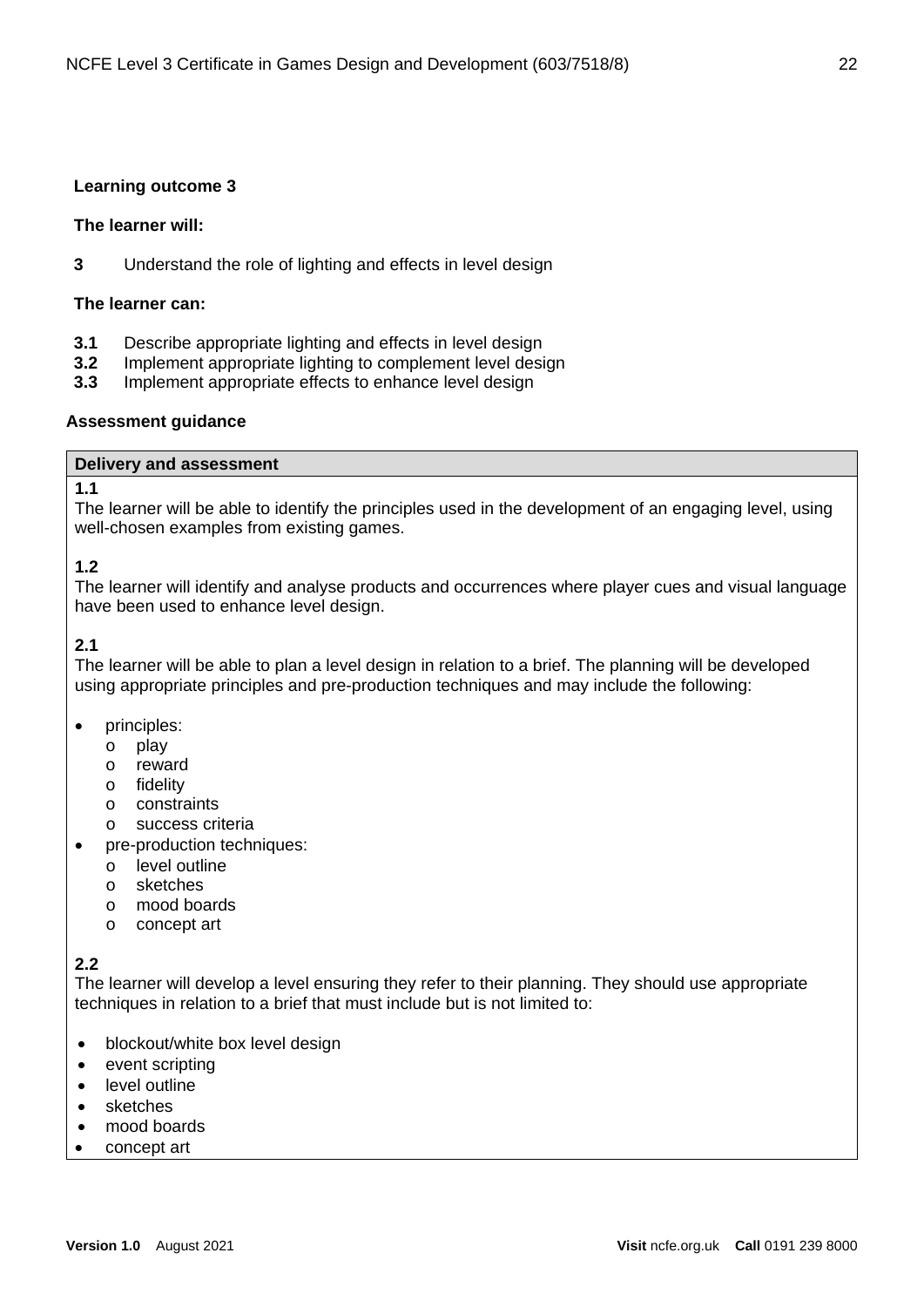**Learning outcome 3**

**The learner will:**

**3** Understand the role of lighting and effects in level design

**The learner can:**

**3.1** Describe appropriate lighting and effects in level design
**3.2** Implement appropriate lighting to complement level design
**3.3** Implement appropriate effects to enhance level design

**Assessment guidance**

**Delivery and assessment**

**1.1**
The learner will be able to identify the principles used in the development of an engaging level, using well-chosen examples from existing games.

**1.2**
The learner will identify and analyse products and occurrences where player cues and visual language have been used to enhance level design.

**2.1**
The learner will be able to plan a level design in relation to a brief. The planning will be developed using appropriate principles and pre-production techniques and may include the following:

- principles:
  - play
  - reward
  - fidelity
  - constraints
  - success criteria
- pre-production techniques:
  - level outline
  - sketches
  - mood boards
  - concept art

**2.2**
The learner will develop a level ensuring they refer to their planning. They should use appropriate techniques in relation to a brief that must include but is not limited to:

- blockout/white box level design
- event scripting
- level outline
- sketches
- mood boards
- concept art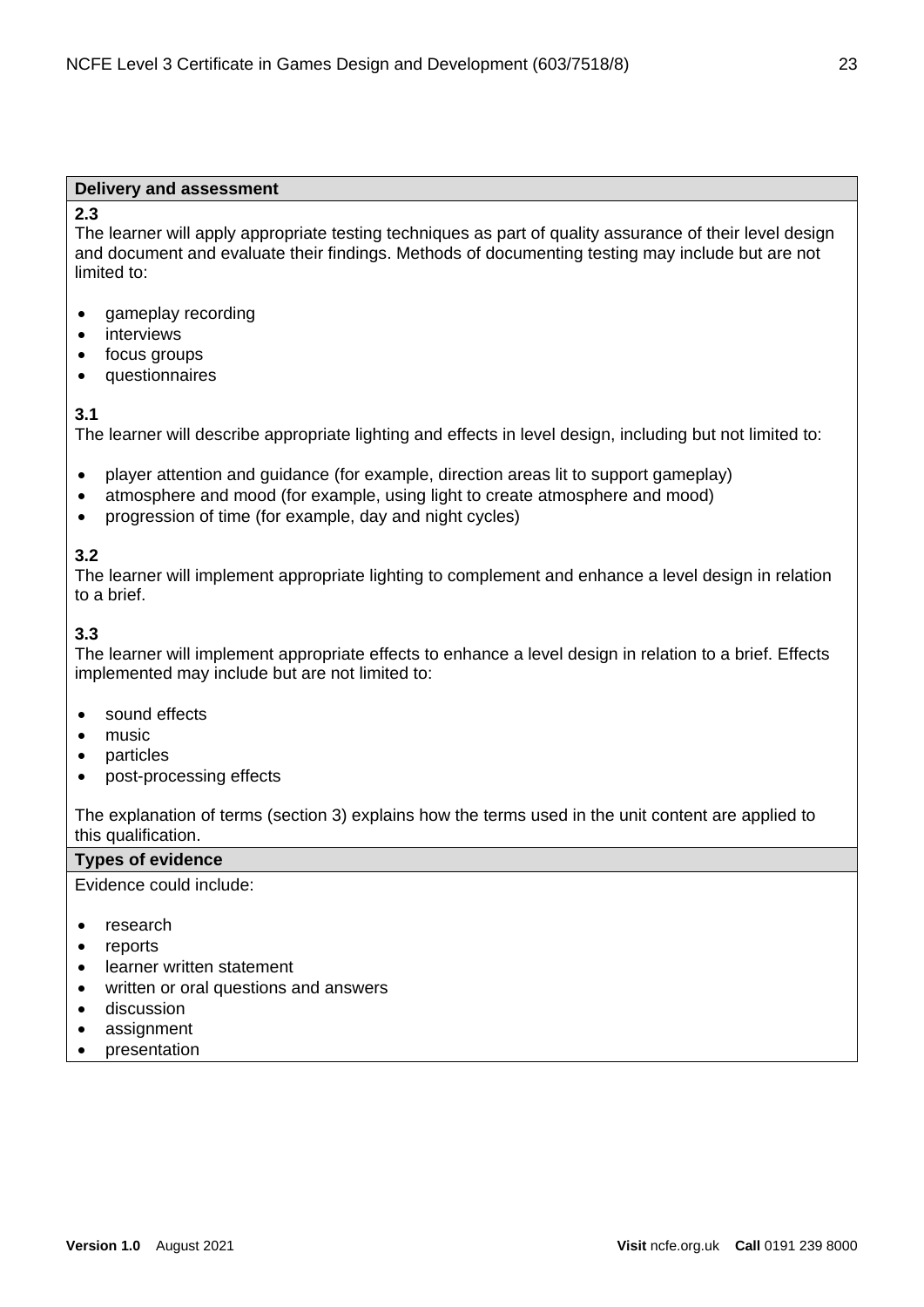**Delivery and assessment**

**2.3**
The learner will apply appropriate testing techniques as part of quality assurance of their level design and document and evaluate their findings. Methods of documenting testing may include but are not limited to:

- gameplay recording
- interviews
- focus groups
- questionnaires

**3.1**
The learner will describe appropriate lighting and effects in level design, including but not limited to:

- player attention and guidance (for example, direction areas lit to support gameplay)
- atmosphere and mood (for example, using light to create atmosphere and mood)
- progression of time (for example, day and night cycles)

**3.2**
The learner will implement appropriate lighting to complement and enhance a level design in relation to a brief.

**3.3**
The learner will implement appropriate effects to enhance a level design in relation to a brief. Effects implemented may include but are not limited to:

- sound effects
- music
- particles
- post-processing effects

The explanation of terms (section 3) explains how the terms used in the unit content are applied to this qualification.

**Types of evidence**

Evidence could include:

- research
- reports
- learner written statement
- written or oral questions and answers
- discussion
- assignment
- presentation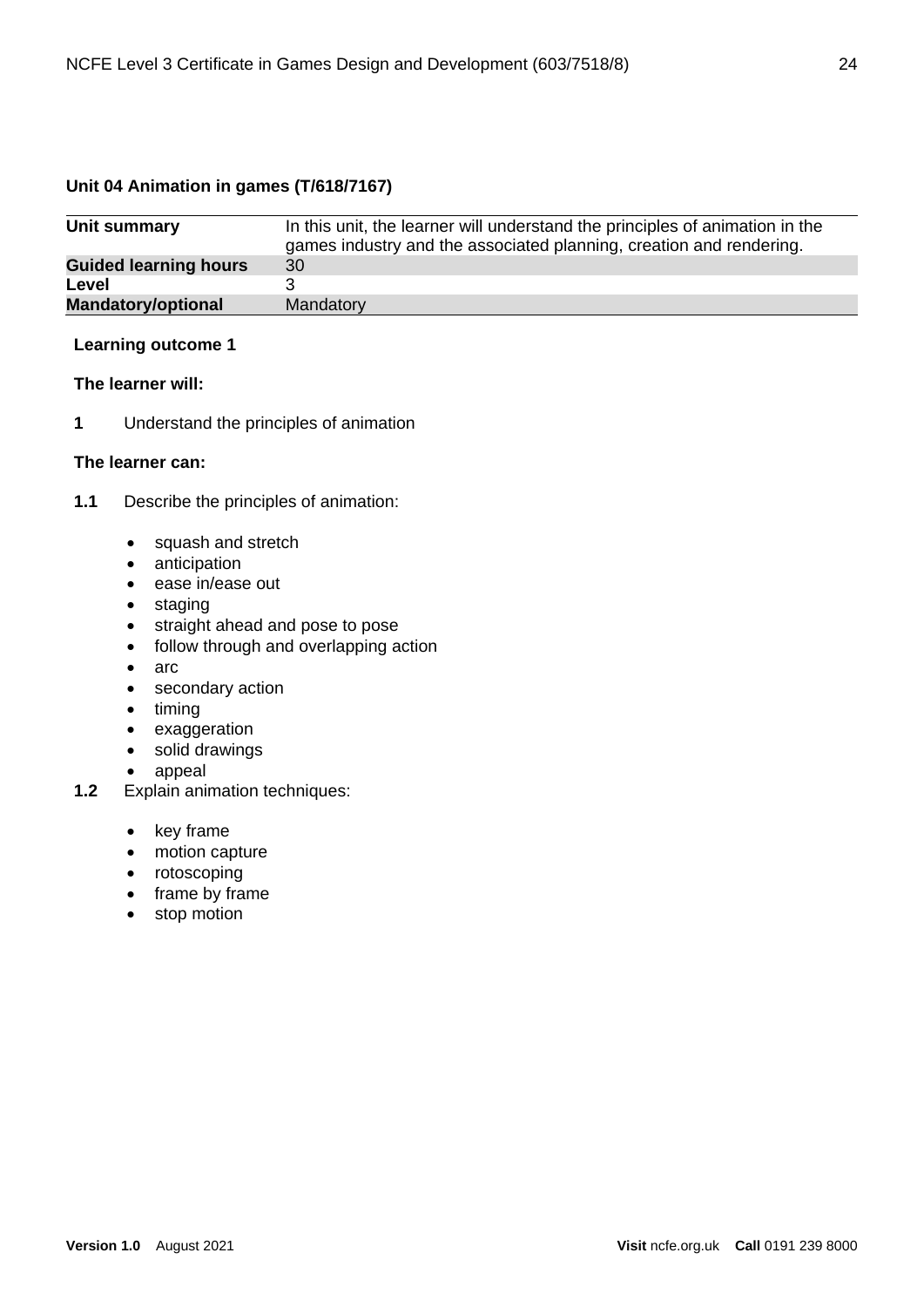## Unit 04 Animation in games (T/618/7167)

| | |
|---|---|
| **Unit summary** | In this unit, the learner will understand the principles of animation in the games industry and the associated planning, creation and rendering. |
| **Guided learning hours** | 30 |
| **Level** | 3 |
| **Mandatory/optional** | Mandatory |

**Learning outcome 1**

**The learner will:**

**1** Understand the principles of animation

**The learner can:**

**1.1** Describe the principles of animation:

- squash and stretch
- anticipation
- ease in/ease out
- staging
- straight ahead and pose to pose
- follow through and overlapping action
- arc
- secondary action
- timing
- exaggeration
- solid drawings
- appeal

**1.2** Explain animation techniques:

- key frame
- motion capture
- rotoscoping
- frame by frame
- stop motion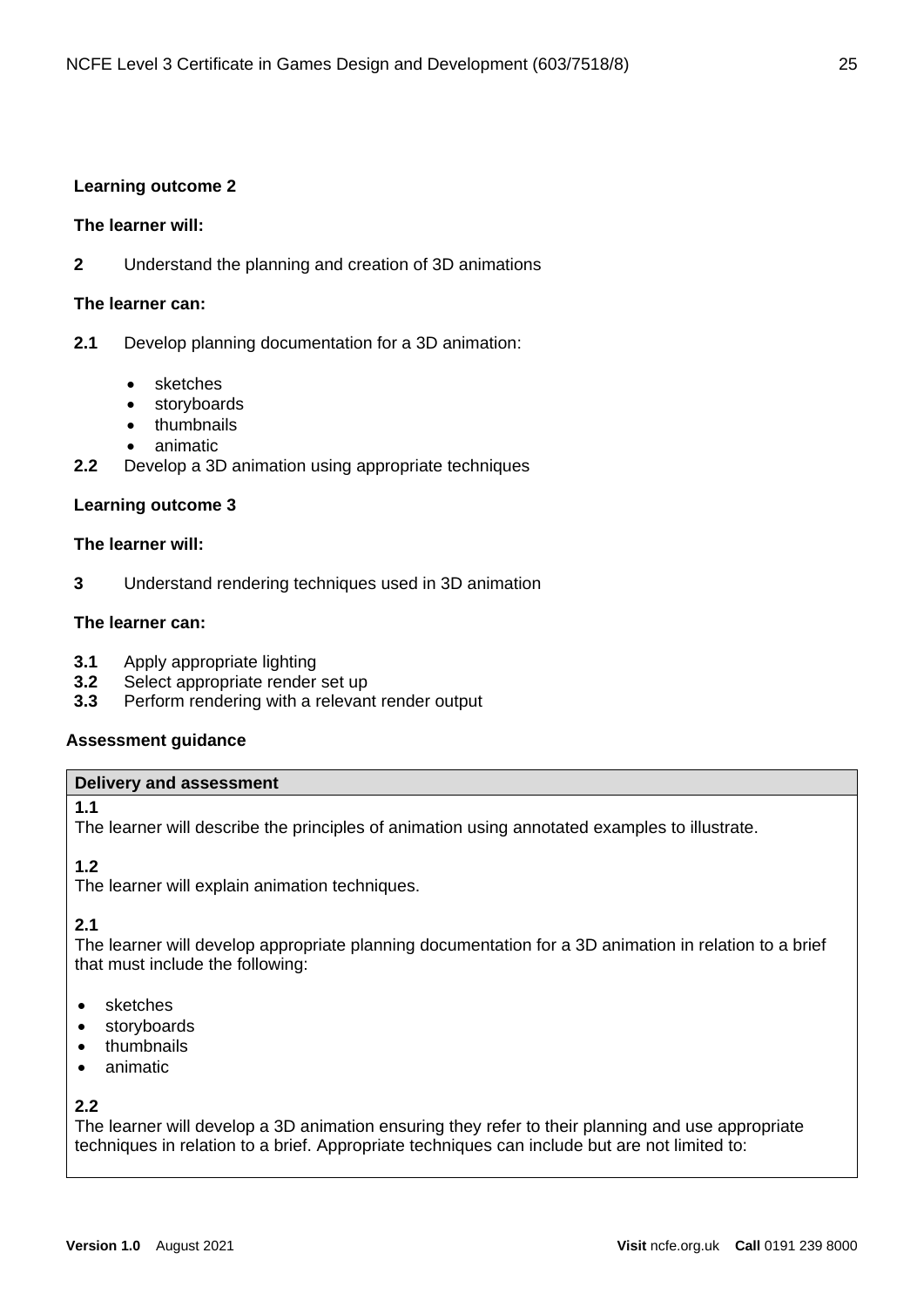**Learning outcome 2**

**The learner will:**

**2** Understand the planning and creation of 3D animations

**The learner can:**

**2.1** Develop planning documentation for a 3D animation:

- sketches
- storyboards
- thumbnails
- animatic

**2.2** Develop a 3D animation using appropriate techniques

**Learning outcome 3**

**The learner will:**

**3** Understand rendering techniques used in 3D animation

**The learner can:**

**3.1** Apply appropriate lighting
**3.2** Select appropriate render set up
**3.3** Perform rendering with a relevant render output

**Assessment guidance**

| Delivery and assessment |
|---|
| **1.1**<br>The learner will describe the principles of animation using annotated examples to illustrate.<br><br>**1.2**<br>The learner will explain animation techniques.<br><br>**2.1**<br>The learner will develop appropriate planning documentation for a 3D animation in relation to a brief that must include the following:<br><br>• sketches<br>• storyboards<br>• thumbnails<br>• animatic<br><br>**2.2**<br>The learner will develop a 3D animation ensuring they refer to their planning and use appropriate techniques in relation to a brief. Appropriate techniques can include but are not limited to: |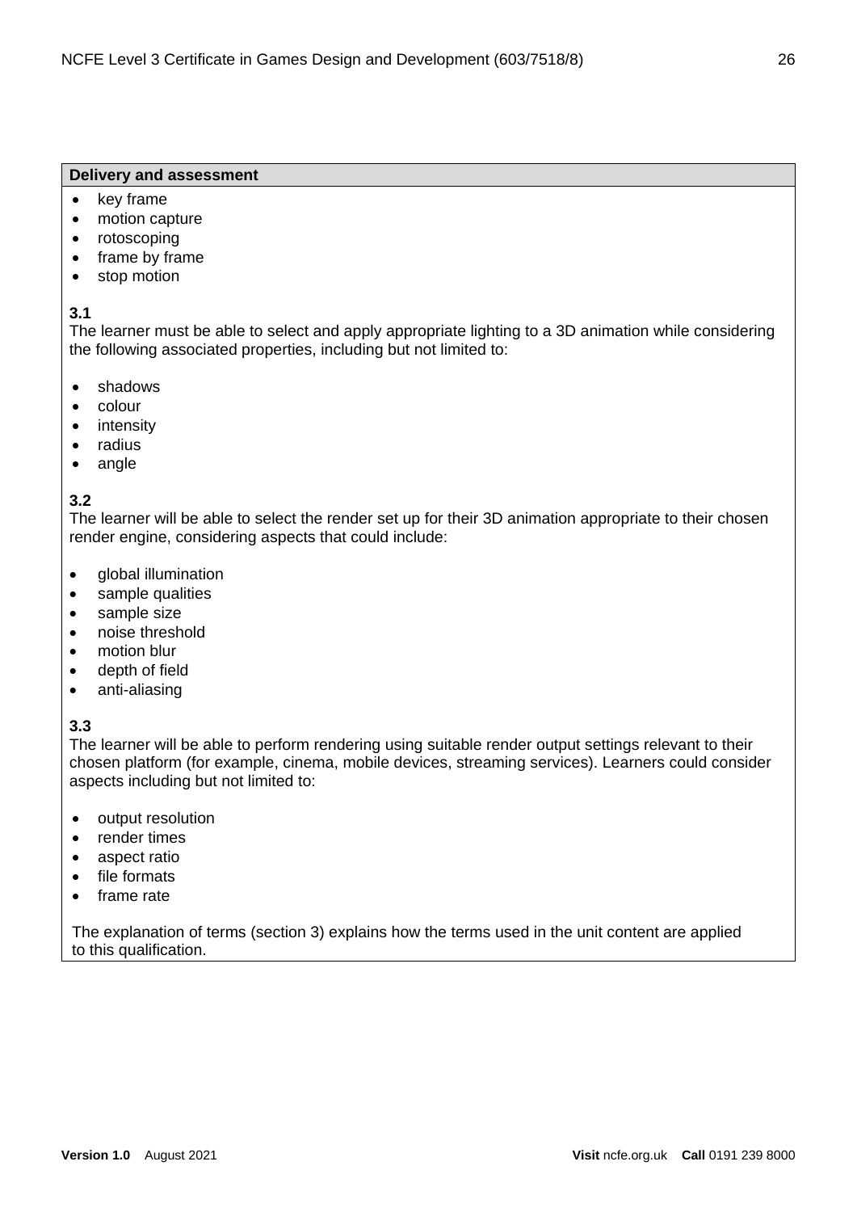**Delivery and assessment**

- key frame
- motion capture
- rotoscoping
- frame by frame
- stop motion

**3.1**
The learner must be able to select and apply appropriate lighting to a 3D animation while considering the following associated properties, including but not limited to:

- shadows
- colour
- intensity
- radius
- angle

**3.2**
The learner will be able to select the render set up for their 3D animation appropriate to their chosen render engine, considering aspects that could include:

- global illumination
- sample qualities
- sample size
- noise threshold
- motion blur
- depth of field
- anti-aliasing

**3.3**
The learner will be able to perform rendering using suitable render output settings relevant to their chosen platform (for example, cinema, mobile devices, streaming services). Learners could consider aspects including but not limited to:

- output resolution
- render times
- aspect ratio
- file formats
- frame rate

The explanation of terms (section 3) explains how the terms used in the unit content are applied to this qualification.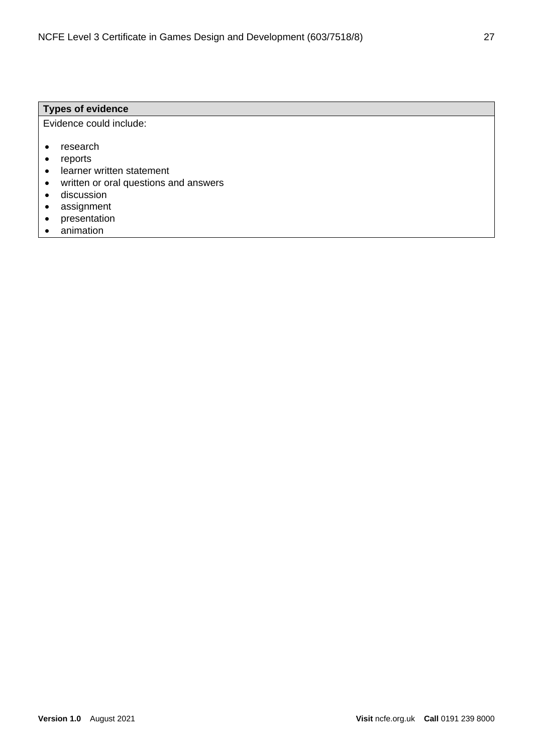| Types of evidence |
| --- |
| Evidence could include:<br><br>• research<br>• reports<br>• learner written statement<br>• written or oral questions and answers<br>• discussion<br>• assignment<br>• presentation<br>• animation |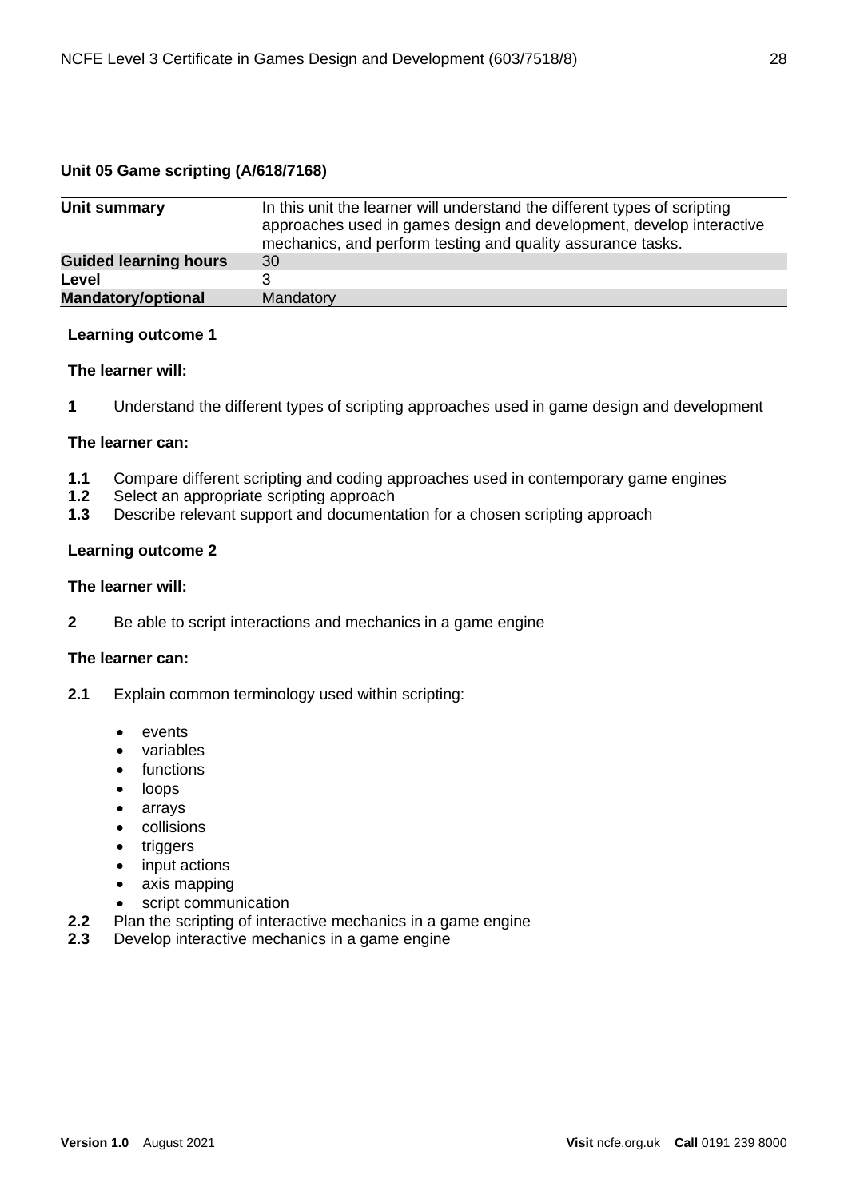### Unit 05 Game scripting (A/618/7168)

| | |
|---|---|
| **Unit summary** | In this unit the learner will understand the different types of scripting approaches used in games design and development, develop interactive mechanics, and perform testing and quality assurance tasks. |
| **Guided learning hours** | 30 |
| **Level** | 3 |
| **Mandatory/optional** | Mandatory |

**Learning outcome 1**

**The learner will:**

**1** Understand the different types of scripting approaches used in game design and development

**The learner can:**

**1.1** Compare different scripting and coding approaches used in contemporary game engines
**1.2** Select an appropriate scripting approach
**1.3** Describe relevant support and documentation for a chosen scripting approach

**Learning outcome 2**

**The learner will:**

**2** Be able to script interactions and mechanics in a game engine

**The learner can:**

**2.1** Explain common terminology used within scripting:

- events
- variables
- functions
- loops
- arrays
- collisions
- triggers
- input actions
- axis mapping
- script communication

**2.2** Plan the scripting of interactive mechanics in a game engine
**2.3** Develop interactive mechanics in a game engine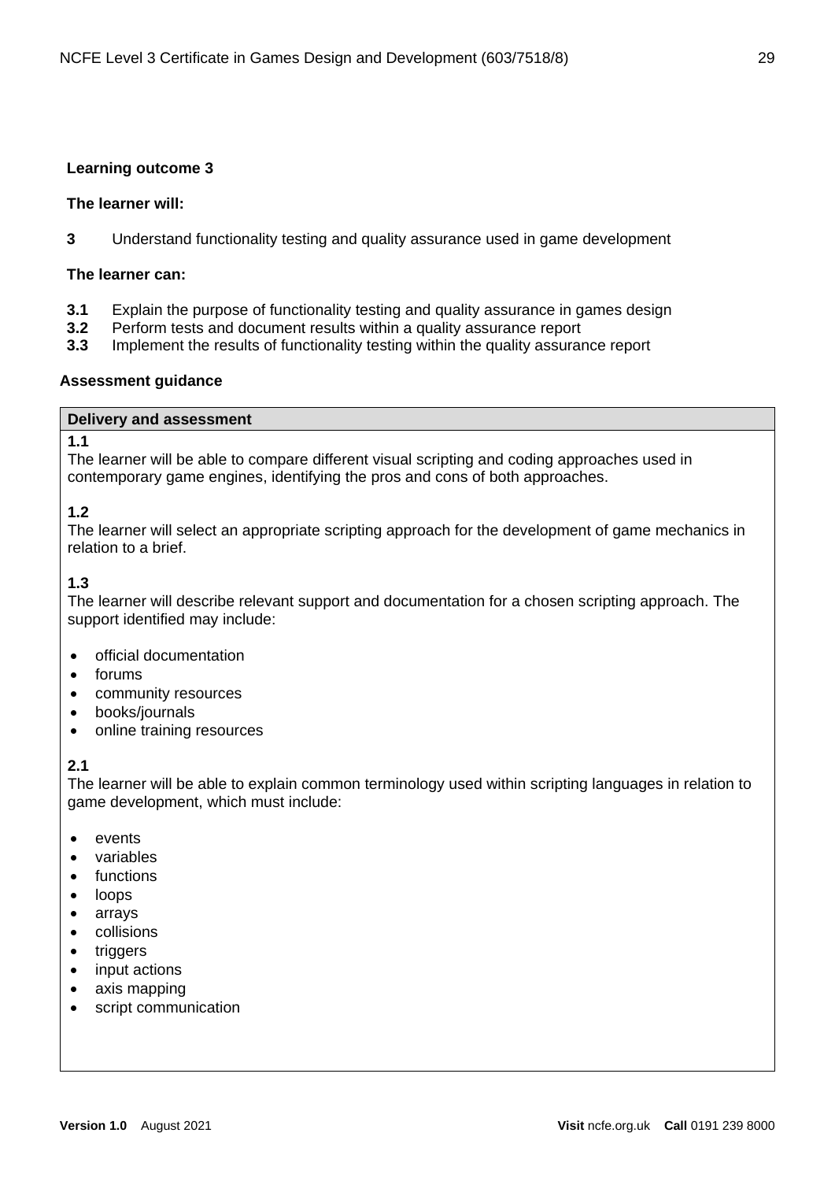**Learning outcome 3**

**The learner will:**

**3** Understand functionality testing and quality assurance used in game development

**The learner can:**

**3.1** Explain the purpose of functionality testing and quality assurance in games design
**3.2** Perform tests and document results within a quality assurance report
**3.3** Implement the results of functionality testing within the quality assurance report

**Assessment guidance**

| Delivery and assessment |
|---|
| **1.1**<br>The learner will be able to compare different visual scripting and coding approaches used in contemporary game engines, identifying the pros and cons of both approaches.<br><br>**1.2**<br>The learner will select an appropriate scripting approach for the development of game mechanics in relation to a brief.<br><br>**1.3**<br>The learner will describe relevant support and documentation for a chosen scripting approach. The support identified may include:<br>• official documentation<br>• forums<br>• community resources<br>• books/journals<br>• online training resources<br><br>**2.1**<br>The learner will be able to explain common terminology used within scripting languages in relation to game development, which must include:<br>• events<br>• variables<br>• functions<br>• loops<br>• arrays<br>• collisions<br>• triggers<br>• input actions<br>• axis mapping<br>• script communication |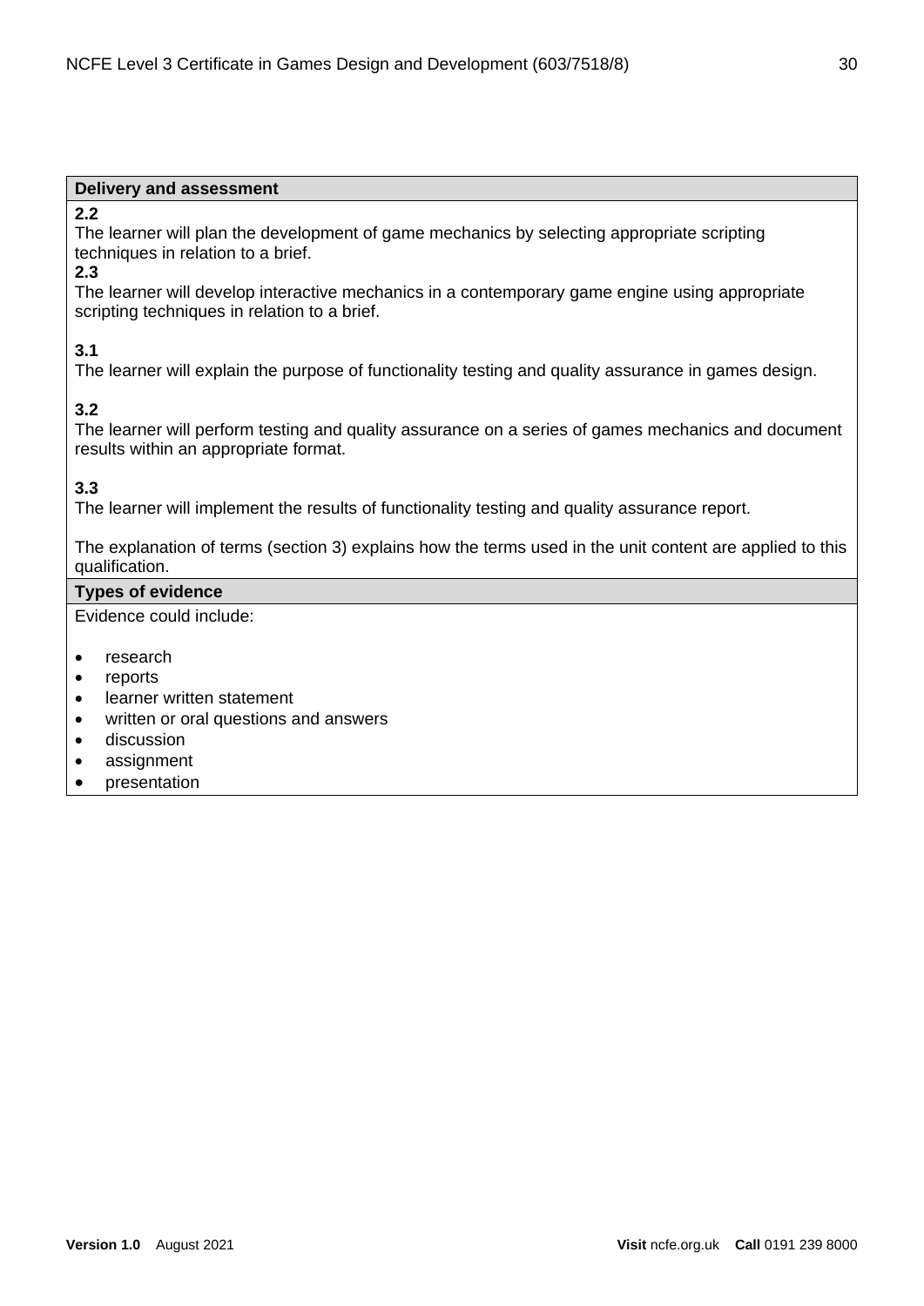| Delivery and assessment |
| --- |
| **2.2**<br>The learner will plan the development of game mechanics by selecting appropriate scripting techniques in relation to a brief.<br>**2.3**<br>The learner will develop interactive mechanics in a contemporary game engine using appropriate scripting techniques in relation to a brief.<br><br>**3.1**<br>The learner will explain the purpose of functionality testing and quality assurance in games design.<br><br>**3.2**<br>The learner will perform testing and quality assurance on a series of games mechanics and document results within an appropriate format.<br><br>**3.3**<br>The learner will implement the results of functionality testing and quality assurance report.<br><br>The explanation of terms (section 3) explains how the terms used in the unit content are applied to this qualification. |
| **Types of evidence** |
| Evidence could include:<br><br>• research<br>• reports<br>• learner written statement<br>• written or oral questions and answers<br>• discussion<br>• assignment<br>• presentation |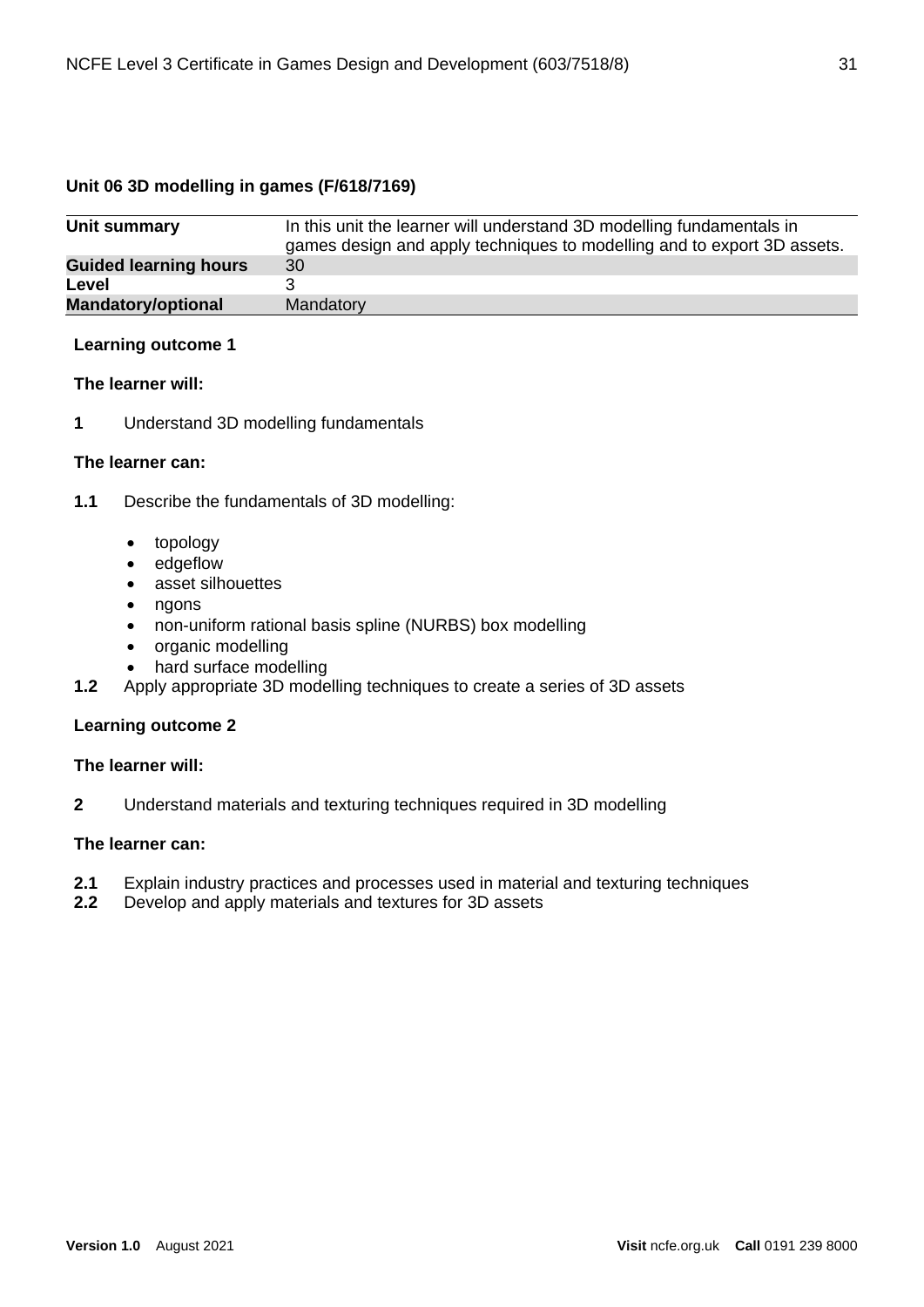## Unit 06 3D modelling in games (F/618/7169)

| Unit summary | In this unit the learner will understand 3D modelling fundamentals in games design and apply techniques to modelling and to export 3D assets. |
|---|---|
| **Guided learning hours** | 30 |
| **Level** | 3 |
| **Mandatory/optional** | Mandatory |

**Learning outcome 1**

**The learner will:**

**1** Understand 3D modelling fundamentals

**The learner can:**

**1.1** Describe the fundamentals of 3D modelling:

- topology
- edgeflow
- asset silhouettes
- ngons
- non-uniform rational basis spline (NURBS) box modelling
- organic modelling
- hard surface modelling

**1.2** Apply appropriate 3D modelling techniques to create a series of 3D assets

**Learning outcome 2**

**The learner will:**

**2** Understand materials and texturing techniques required in 3D modelling

**The learner can:**

**2.1** Explain industry practices and processes used in material and texturing techniques

**2.2** Develop and apply materials and textures for 3D assets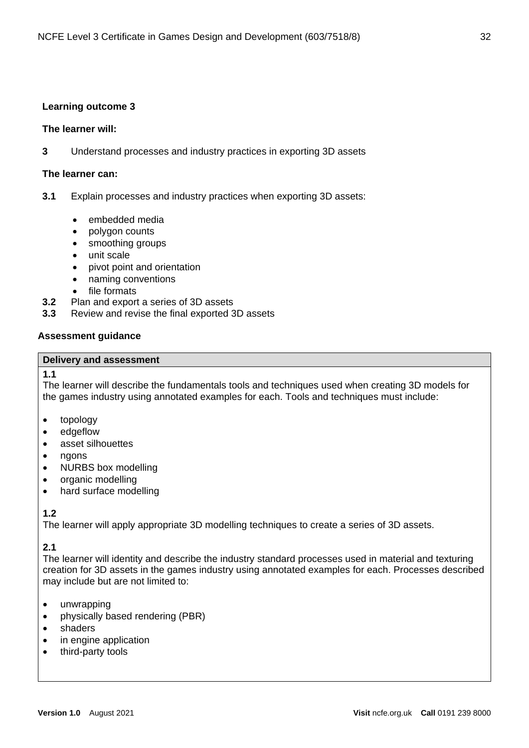**Learning outcome 3**

**The learner will:**

**3** Understand processes and industry practices in exporting 3D assets

**The learner can:**

**3.1** Explain processes and industry practices when exporting 3D assets:

- embedded media
- polygon counts
- smoothing groups
- unit scale
- pivot point and orientation
- naming conventions
- file formats

**3.2** Plan and export a series of 3D assets

**3.3** Review and revise the final exported 3D assets

**Assessment guidance**

| **Delivery and assessment** |
|---|
| **1.1**<br>The learner will describe the fundamentals tools and techniques used when creating 3D models for the games industry using annotated examples for each. Tools and techniques must include:<br>• topology<br>• edgeflow<br>• asset silhouettes<br>• ngons<br>• NURBS box modelling<br>• organic modelling<br>• hard surface modelling<br><br>**1.2**<br>The learner will apply appropriate 3D modelling techniques to create a series of 3D assets.<br><br>**2.1**<br>The learner will identity and describe the industry standard processes used in material and texturing creation for 3D assets in the games industry using annotated examples for each. Processes described may include but are not limited to:<br>• unwrapping<br>• physically based rendering (PBR)<br>• shaders<br>• in engine application<br>• third-party tools |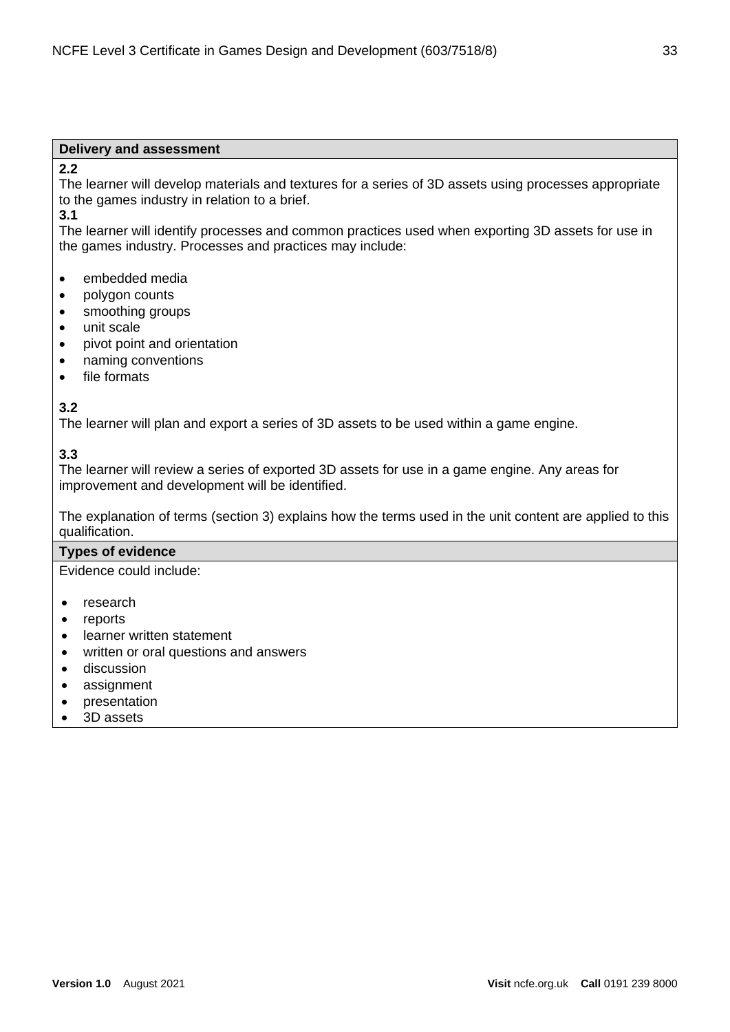| Delivery and assessment |
| --- |
| **2.2**<br>The learner will develop materials and textures for a series of 3D assets using processes appropriate to the games industry in relation to a brief.<br>**3.1**<br>The learner will identify processes and common practices used when exporting 3D assets for use in the games industry. Processes and practices may include:<br><br>• embedded media<br>• polygon counts<br>• smoothing groups<br>• unit scale<br>• pivot point and orientation<br>• naming conventions<br>• file formats<br><br>**3.2**<br>The learner will plan and export a series of 3D assets to be used within a game engine.<br><br>**3.3**<br>The learner will review a series of exported 3D assets for use in a game engine. Any areas for improvement and development will be identified.<br><br>The explanation of terms (section 3) explains how the terms used in the unit content are applied to this qualification. |
| **Types of evidence** |
| Evidence could include:<br><br>• research<br>• reports<br>• learner written statement<br>• written or oral questions and answers<br>• discussion<br>• assignment<br>• presentation<br>• 3D assets |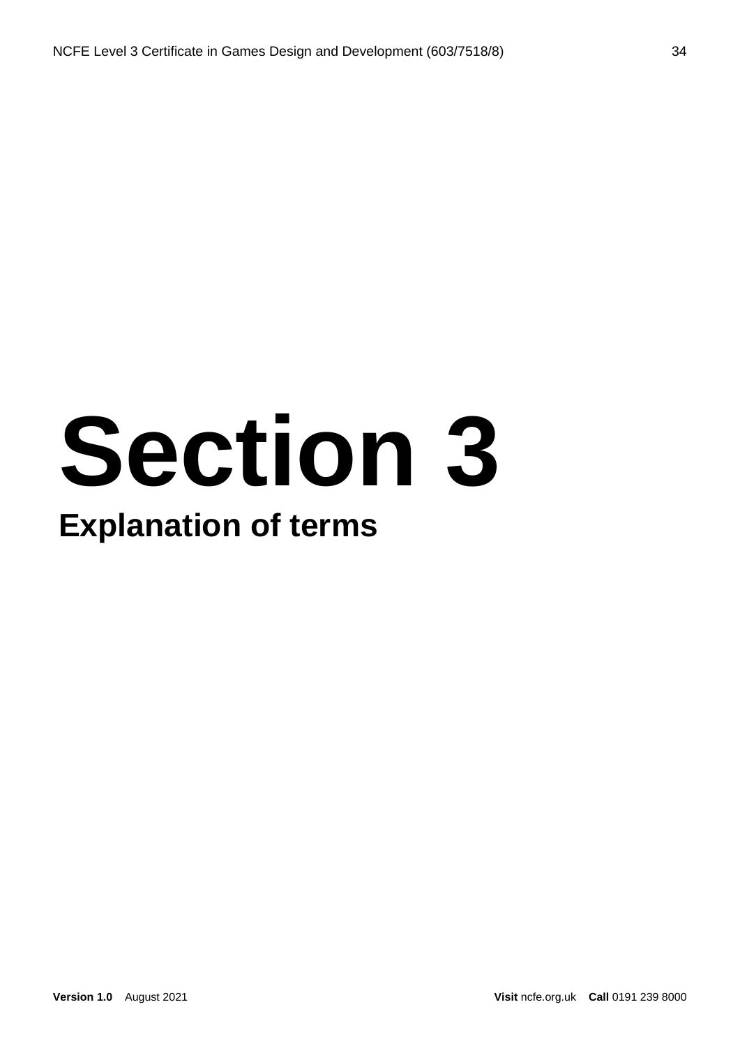# Section 3

## Explanation of terms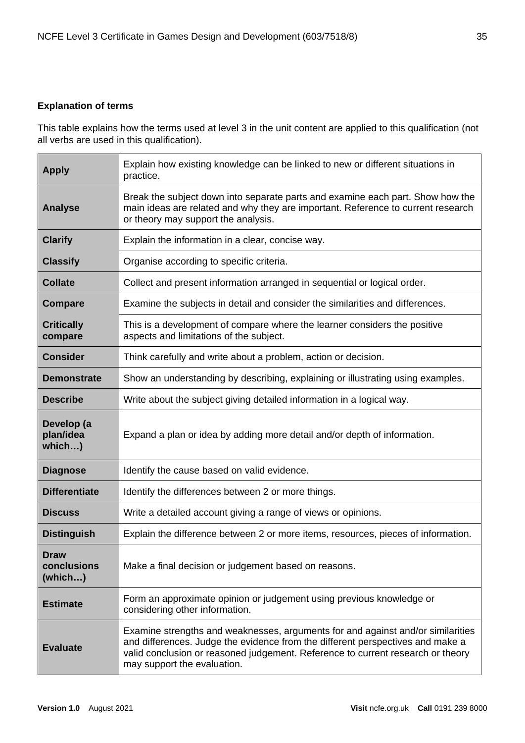**Explanation of terms**

This table explains how the terms used at level 3 in the unit content are applied to this qualification (not all verbs are used in this qualification).

| | |
|---|---|
| **Apply** | Explain how existing knowledge can be linked to new or different situations in practice. |
| **Analyse** | Break the subject down into separate parts and examine each part. Show how the main ideas are related and why they are important. Reference to current research or theory may support the analysis. |
| **Clarify** | Explain the information in a clear, concise way. |
| **Classify** | Organise according to specific criteria. |
| **Collate** | Collect and present information arranged in sequential or logical order. |
| **Compare** | Examine the subjects in detail and consider the similarities and differences. |
| **Critically compare** | This is a development of compare where the learner considers the positive aspects and limitations of the subject. |
| **Consider** | Think carefully and write about a problem, action or decision. |
| **Demonstrate** | Show an understanding by describing, explaining or illustrating using examples. |
| **Describe** | Write about the subject giving detailed information in a logical way. |
| **Develop (a plan/idea which…)** | Expand a plan or idea by adding more detail and/or depth of information. |
| **Diagnose** | Identify the cause based on valid evidence. |
| **Differentiate** | Identify the differences between 2 or more things. |
| **Discuss** | Write a detailed account giving a range of views or opinions. |
| **Distinguish** | Explain the difference between 2 or more items, resources, pieces of information. |
| **Draw conclusions (which…)** | Make a final decision or judgement based on reasons. |
| **Estimate** | Form an approximate opinion or judgement using previous knowledge or considering other information. |
| **Evaluate** | Examine strengths and weaknesses, arguments for and against and/or similarities and differences. Judge the evidence from the different perspectives and make a valid conclusion or reasoned judgement. Reference to current research or theory may support the evaluation. |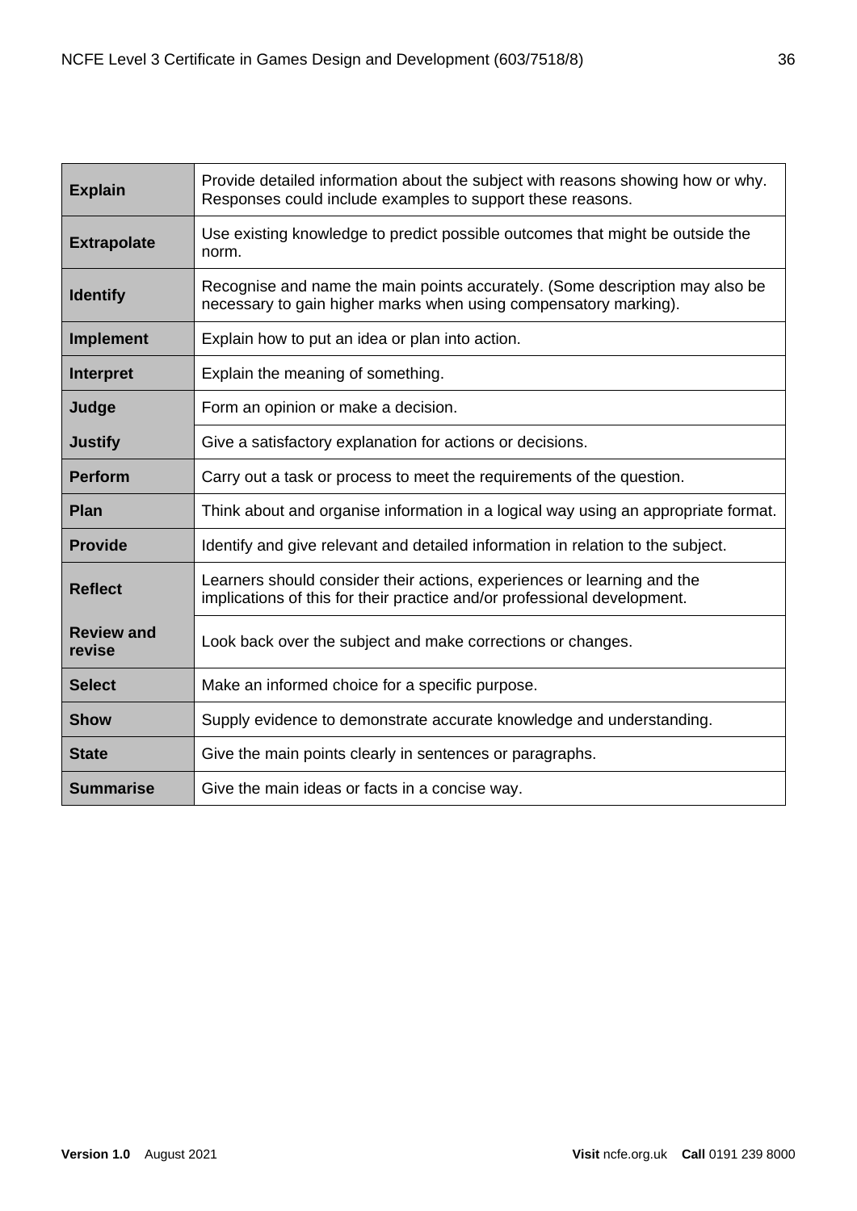| | |
|---|---|
| **Explain** | Provide detailed information about the subject with reasons showing how or why. Responses could include examples to support these reasons. |
| **Extrapolate** | Use existing knowledge to predict possible outcomes that might be outside the norm. |
| **Identify** | Recognise and name the main points accurately. (Some description may also be necessary to gain higher marks when using compensatory marking). |
| **Implement** | Explain how to put an idea or plan into action. |
| **Interpret** | Explain the meaning of something. |
| **Judge** | Form an opinion or make a decision. |
| **Justify** | Give a satisfactory explanation for actions or decisions. |
| **Perform** | Carry out a task or process to meet the requirements of the question. |
| **Plan** | Think about and organise information in a logical way using an appropriate format. |
| **Provide** | Identify and give relevant and detailed information in relation to the subject. |
| **Reflect** | Learners should consider their actions, experiences or learning and the implications of this for their practice and/or professional development. |
| **Review and revise** | Look back over the subject and make corrections or changes. |
| **Select** | Make an informed choice for a specific purpose. |
| **Show** | Supply evidence to demonstrate accurate knowledge and understanding. |
| **State** | Give the main points clearly in sentences or paragraphs. |
| **Summarise** | Give the main ideas or facts in a concise way. |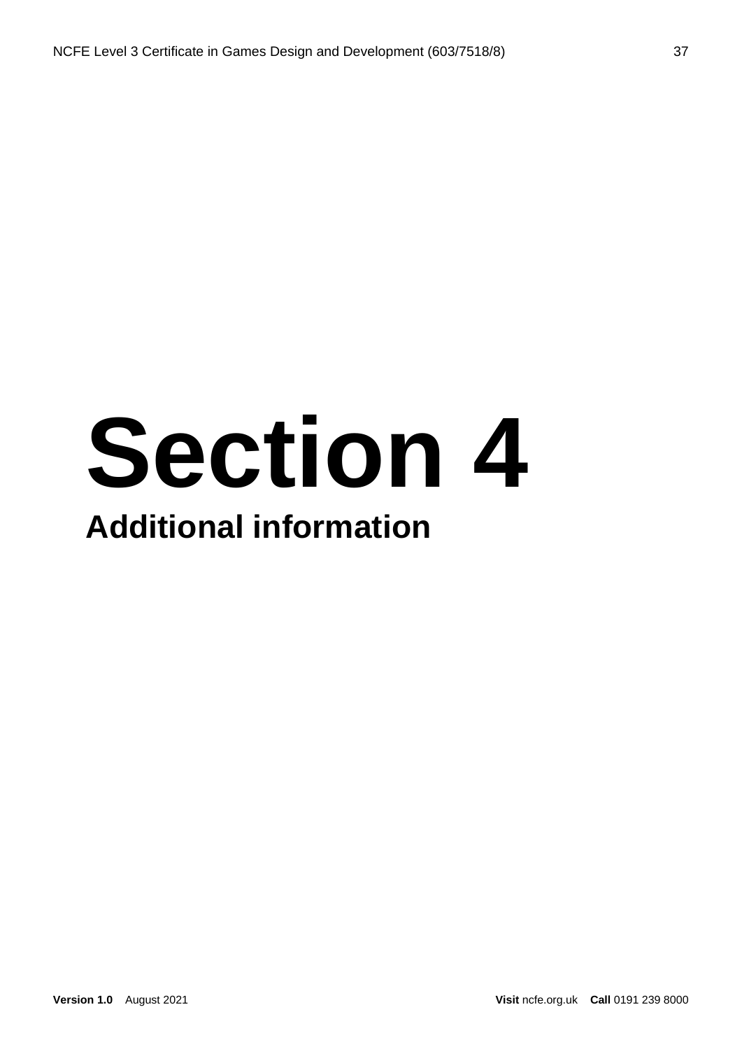# Section 4

## Additional information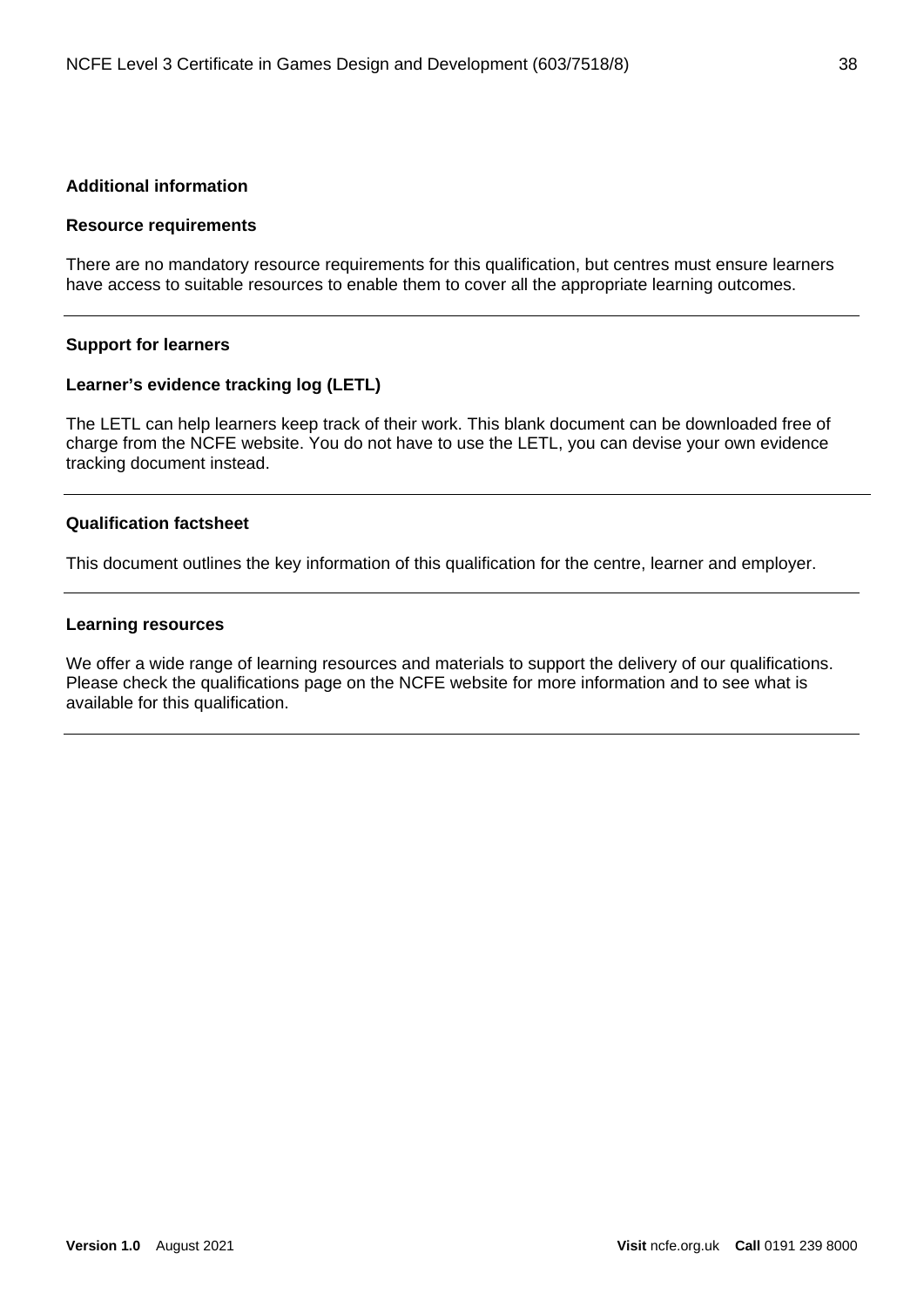## Additional information

### Resource requirements

There are no mandatory resource requirements for this qualification, but centres must ensure learners have access to suitable resources to enable them to cover all the appropriate learning outcomes.

---

### Support for learners

#### Learner's evidence tracking log (LETL)

The LETL can help learners keep track of their work. This blank document can be downloaded free of charge from the NCFE website. You do not have to use the LETL, you can devise your own evidence tracking document instead.

---

#### Qualification factsheet

This document outlines the key information of this qualification for the centre, learner and employer.

---

#### Learning resources

We offer a wide range of learning resources and materials to support the delivery of our qualifications. Please check the qualifications page on the NCFE website for more information and to see what is available for this qualification.

---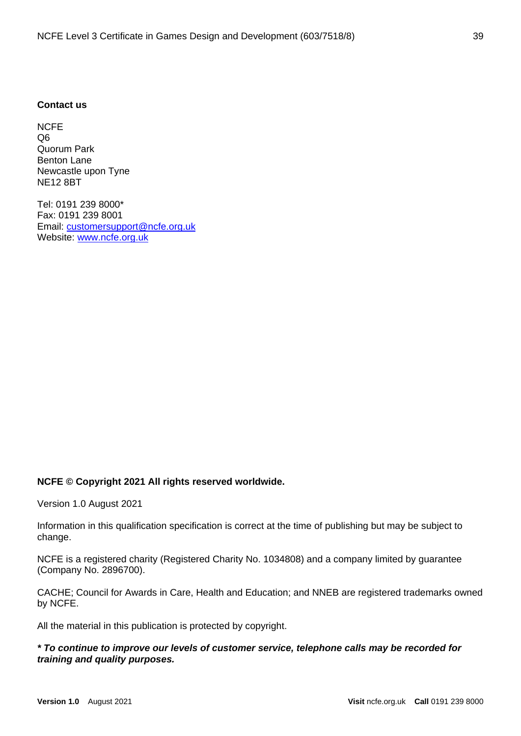**Contact us**

NCFE
Q6
Quorum Park
Benton Lane
Newcastle upon Tyne
NE12 8BT

Tel: 0191 239 8000*
Fax: 0191 239 8001
Email: customersupport@ncfe.org.uk
Website: www.ncfe.org.uk

**NCFE © Copyright 2021 All rights reserved worldwide.**

Version 1.0 August 2021

Information in this qualification specification is correct at the time of publishing but may be subject to change.

NCFE is a registered charity (Registered Charity No. 1034808) and a company limited by guarantee (Company No. 2896700).

CACHE; Council for Awards in Care, Health and Education; and NNEB are registered trademarks owned by NCFE.

All the material in this publication is protected by copyright.

***** ***To continue to improve our levels of customer service, telephone calls may be recorded for training and quality purposes.***